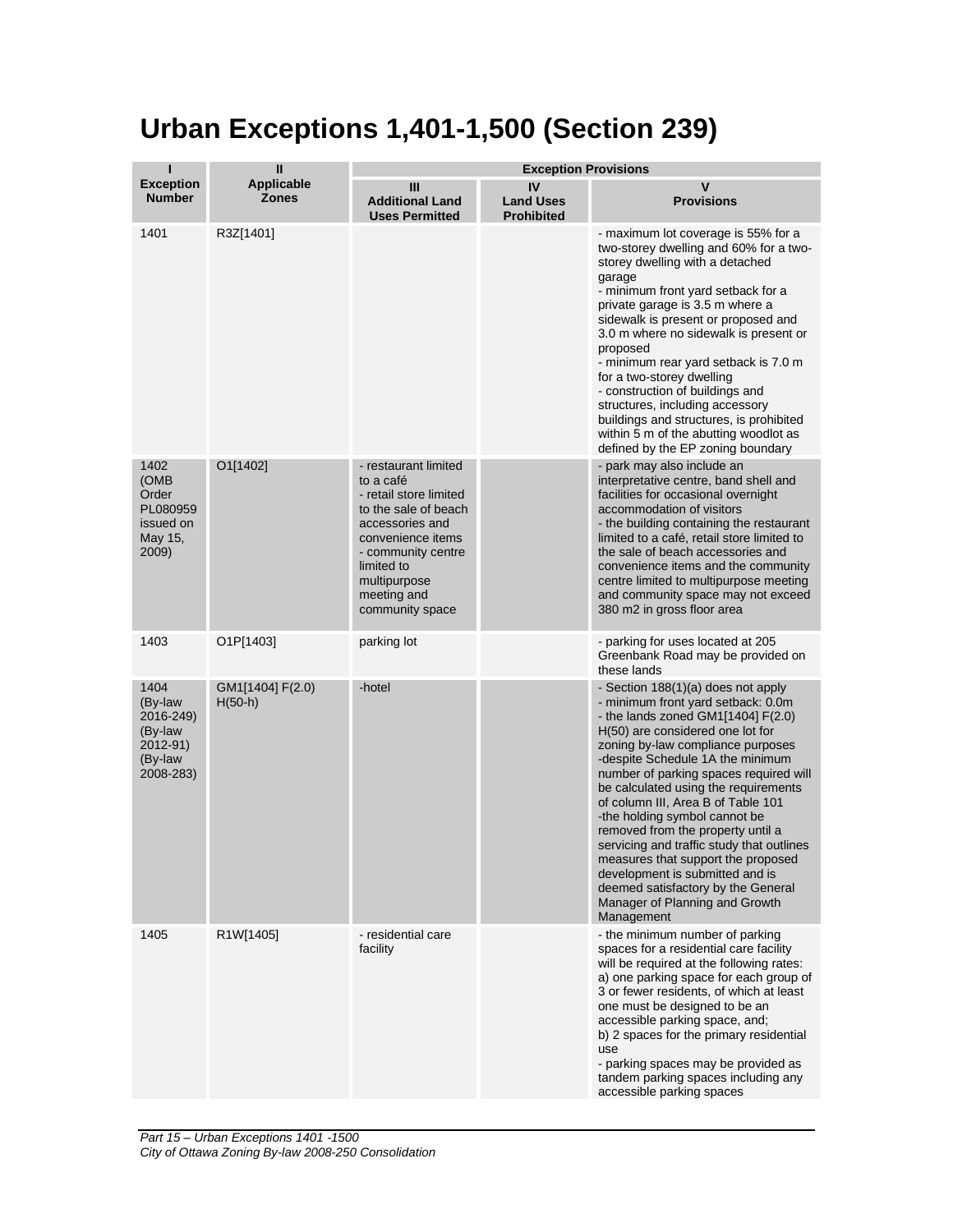# Urban Exceptions 1,401-1,500 (Section 239)

| I | II | Exception Provisions | | |
|---|---|---|---|---|
| **Exception Number** | **Applicable Zones** | **III Additional Land Uses Permitted** | **IV Land Uses Prohibited** | **V Provisions** |
| 1401 | R3Z[1401] | | | - maximum lot coverage is 55% for a two-storey dwelling and 60% for a two-storey dwelling with a detached garage<br>- minimum front yard setback for a private garage is 3.5 m where a sidewalk is present or proposed and 3.0 m where no sidewalk is present or proposed<br>- minimum rear yard setback is 7.0 m for a two-storey dwelling<br>- construction of buildings and structures, including accessory buildings and structures, is prohibited within 5 m of the abutting woodlot as defined by the EP zoning boundary |
| 1402 (OMB Order PL080959 issued on May 15, 2009) | O1[1402] | - restaurant limited to a café<br>- retail store limited to the sale of beach accessories and convenience items<br>- community centre limited to multipurpose meeting and community space | | - park may also include an interpretative centre, band shell and facilities for occasional overnight accommodation of visitors<br>- the building containing the restaurant limited to a café, retail store limited to the sale of beach accessories and convenience items and the community centre limited to multipurpose meeting and community space may not exceed 380 m2 in gross floor area |
| 1403 | O1P[1403] | parking lot | | - parking for uses located at 205 Greenbank Road may be provided on these lands |
| 1404 (By-law 2016-249) (By-law 2012-91) (By-law 2008-283) | GM1[1404] F(2.0) H(50-h) | -hotel | | - Section 188(1)(a) does not apply<br>- minimum front yard setback: 0.0m<br>- the lands zoned GM1[1404] F(2.0) H(50) are considered one lot for zoning by-law compliance purposes<br>-despite Schedule 1A the minimum number of parking spaces required will be calculated using the requirements of column III, Area B of Table 101<br>-the holding symbol cannot be removed from the property until a servicing and traffic study that outlines measures that support the proposed development is submitted and is deemed satisfactory by the General Manager of Planning and Growth Management |
| 1405 | R1W[1405] | - residential care facility | | - the minimum number of parking spaces for a residential care facility will be required at the following rates:<br>a) one parking space for each group of 3 or fewer residents, of which at least one must be designed to be an accessible parking space, and;<br>b) 2 spaces for the primary residential use<br>- parking spaces may be provided as tandem parking spaces including any accessible parking spaces |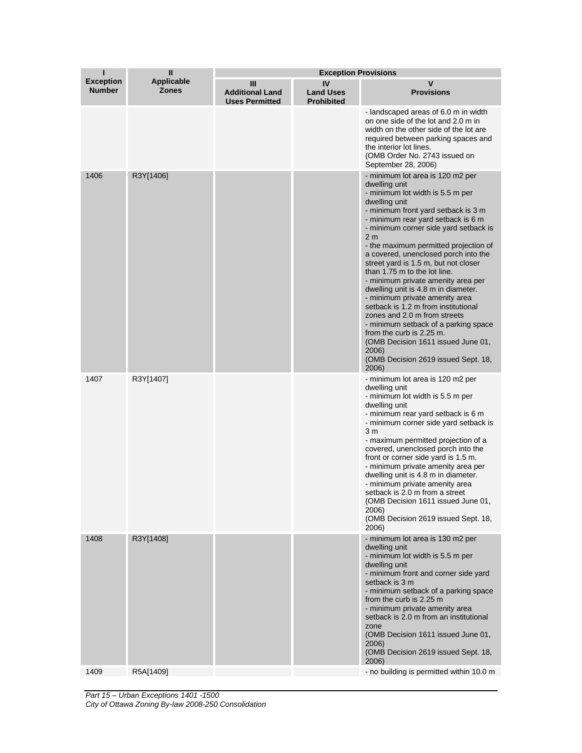| I<br>Exception Number | II<br>Applicable Zones | Exception Provisions | | |
|---|---|---|---|---|
| | | III<br>Additional Land Uses Permitted | IV<br>Land Uses Prohibited | V<br>Provisions |
| | | | | - landscaped areas of 6.0 m in width on one side of the lot and 2.0 m in width on the other side of the lot are required between parking spaces and the interior lot lines.<br>(OMB Order No. 2743 issued on September 28, 2006) |
| 1406 | R3Y[1406] | | | - minimum lot area is 120 m2 per dwelling unit<br>- minimum lot width is 5.5 m per dwelling unit<br>- minimum front yard setback is 3 m<br>- minimum rear yard setback is 6 m<br>- minimum corner side yard setback is 2 m<br>- the maximum permitted projection of a covered, unenclosed porch into the street yard is 1.5 m, but not closer than 1.75 m to the lot line.<br>- minimum private amenity area per dwelling unit is 4.8 m in diameter.<br>- minimum private amenity area setback is 1.2 m from institutional zones and 2.0 m from streets<br>- minimum setback of a parking space from the curb is 2.25 m.<br>(OMB Decision 1611 issued June 01, 2006)<br>(OMB Decision 2619 issued Sept. 18, 2006) |
| 1407 | R3Y[1407] | | | - minimum lot area is 120 m2 per dwelling unit<br>- minimum lot width is 5.5 m per dwelling unit<br>- minimum rear yard setback is 6 m<br>- minimum corner side yard setback is 3 m<br>- maximum permitted projection of a covered, unenclosed porch into the front or corner side yard is 1.5 m.<br>- minimum private amenity area per dwelling unit is 4.8 m in diameter.<br>- minimum private amenity area setback is 2.0 m from a street<br>(OMB Decision 1611 issued June 01, 2006)<br>(OMB Decision 2619 issued Sept. 18, 2006) |
| 1408 | R3Y[1408] | | | - minimum lot area is 130 m2 per dwelling unit<br>- minimum lot width is 5.5 m per dwelling unit<br>- minimum front and corner side yard setback is 3 m<br>- minimum setback of a parking space from the curb is 2.25 m<br>- minimum private amenity area setback is 2.0 m from an institutional zone<br>(OMB Decision 1611 issued June 01, 2006)<br>(OMB Decision 2619 issued Sept. 18, 2006) |
| 1409 | R5A[1409] | | | - no building is permitted within 10.0 m |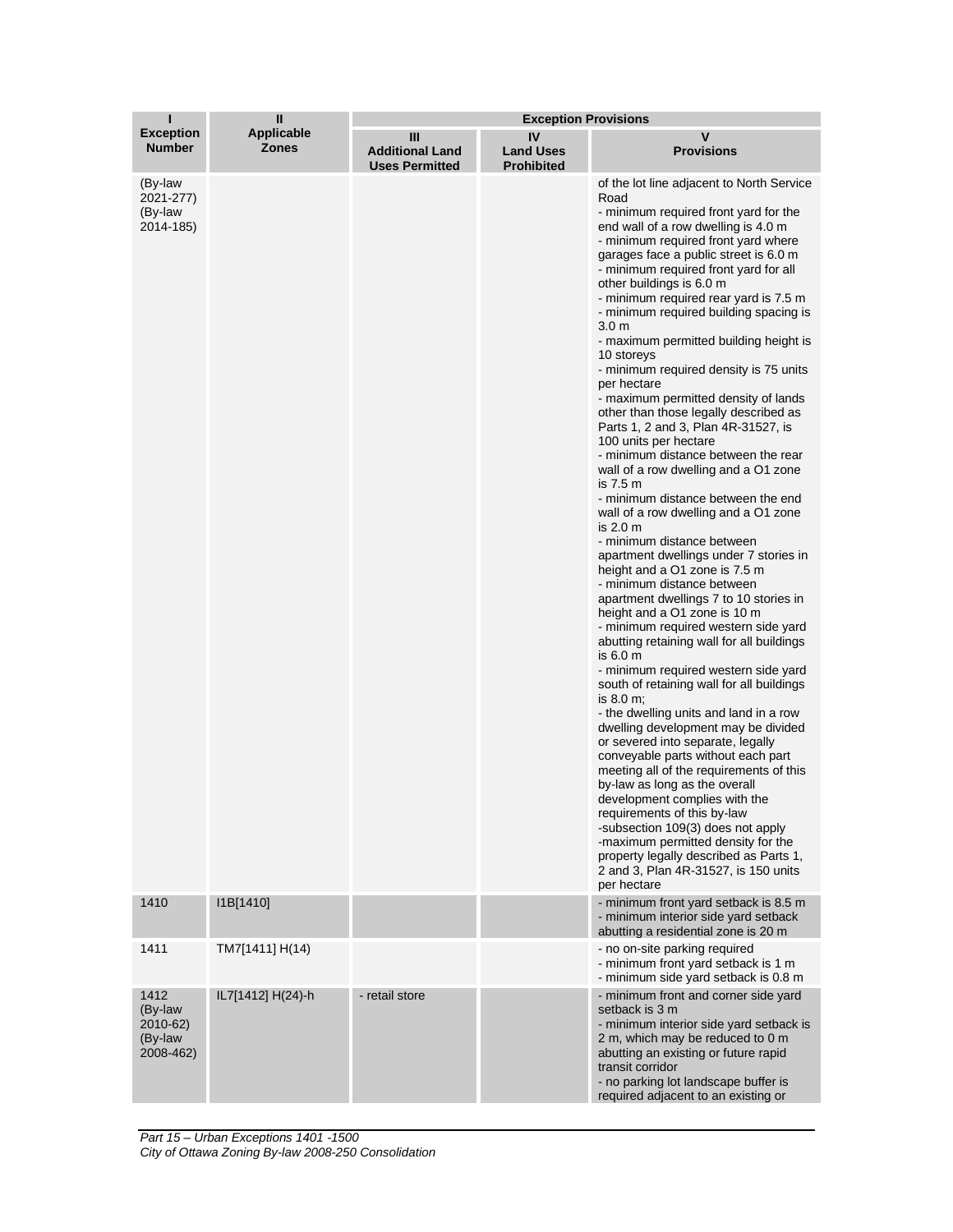| I<br>Exception Number | II<br>Applicable Zones | Exception Provisions | | |
|---|---|---|---|---|
| | | III<br>Additional Land Uses Permitted | IV<br>Land Uses Prohibited | V<br>Provisions |
| (By-law 2021-277) (By-law 2014-185) | | | | of the lot line adjacent to North Service Road<br>- minimum required front yard for the end wall of a row dwelling is 4.0 m<br>- minimum required front yard where garages face a public street is 6.0 m<br>- minimum required front yard for all other buildings is 6.0 m<br>- minimum required rear yard is 7.5 m<br>- minimum required building spacing is 3.0 m<br>- maximum permitted building height is 10 storeys<br>- minimum required density is 75 units per hectare<br>- maximum permitted density of lands other than those legally described as Parts 1, 2 and 3, Plan 4R-31527, is 100 units per hectare<br>- minimum distance between the rear wall of a row dwelling and a O1 zone is 7.5 m<br>- minimum distance between the end wall of a row dwelling and a O1 zone is 2.0 m<br>- minimum distance between apartment dwellings under 7 stories in height and a O1 zone is 7.5 m<br>- minimum distance between apartment dwellings 7 to 10 stories in height and a O1 zone is 10 m<br>- minimum required western side yard abutting retaining wall for all buildings is 6.0 m<br>- minimum required western side yard south of retaining wall for all buildings is 8.0 m;<br>- the dwelling units and land in a row dwelling development may be divided or severed into separate, legally conveyable parts without each part meeting all of the requirements of this by-law as long as the overall development complies with the requirements of this by-law<br>-subsection 109(3) does not apply<br>-maximum permitted density for the property legally described as Parts 1, 2 and 3, Plan 4R-31527, is 150 units per hectare |
| 1410 | I1B[1410] | | | - minimum front yard setback is 8.5 m<br>- minimum interior side yard setback abutting a residential zone is 20 m |
| 1411 | TM7[1411] H(14) | | | - no on-site parking required<br>- minimum front yard setback is 1 m<br>- minimum side yard setback is 0.8 m |
| 1412 (By-law 2010-62) (By-law 2008-462) | IL7[1412] H(24)-h | - retail store | | - minimum front and corner side yard setback is 3 m<br>- minimum interior side yard setback is 2 m, which may be reduced to 0 m abutting an existing or future rapid transit corridor<br>- no parking lot landscape buffer is required adjacent to an existing or |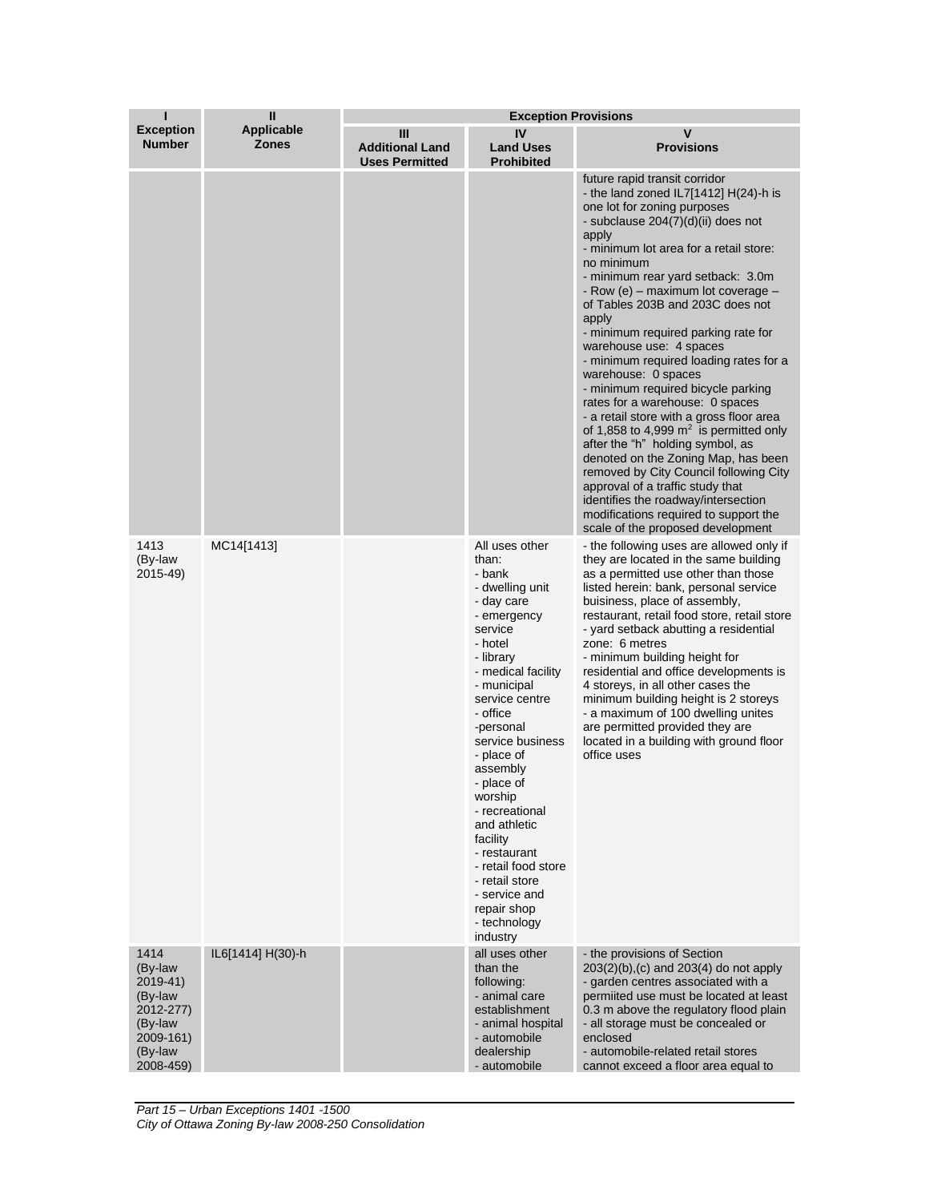| I | II | Exception Provisions | | |
|---|---|---|---|---|
| **Exception Number** | **Applicable Zones** | **III Additional Land Uses Permitted** | **IV Land Uses Prohibited** | **V Provisions** |
| | | | | future rapid transit corridor<br>- the land zoned IL7[1412] H(24)-h is one lot for zoning purposes<br>- subclause 204(7)(d)(ii) does not apply<br>- minimum lot area for a retail store: no minimum<br>- minimum rear yard setback: 3.0m<br>- Row (e) – maximum lot coverage – of Tables 203B and 203C does not apply<br>- minimum required parking rate for warehouse use: 4 spaces<br>- minimum required loading rates for a warehouse: 0 spaces<br>- minimum required bicycle parking rates for a warehouse: 0 spaces<br>- a retail store with a gross floor area of 1,858 to 4,999 $m^2$ is permitted only after the "h" holding symbol, as denoted on the Zoning Map, has been removed by City Council following City approval of a traffic study that identifies the roadway/intersection modifications required to support the scale of the proposed development |
| 1413 (By-law 2015-49) | MC14[1413] | | All uses other than:<br>- bank<br>- dwelling unit<br>- day care<br>- emergency service<br>- hotel<br>- library<br>- medical facility<br>- municipal service centre<br>- office<br>-personal service business<br>- place of assembly<br>- place of worship<br>- recreational and athletic facility<br>- restaurant<br>- retail food store<br>- retail store<br>- service and repair shop<br>- technology industry | - the following uses are allowed only if they are located in the same building as a permitted use other than those listed herein: bank, personal service buisiness, place of assembly, restaurant, retail food store, retail store<br>- yard setback abutting a residential zone: 6 metres<br>- minimum building height for residential and office developments is 4 storeys, in all other cases the minimum building height is 2 storeys<br>- a maximum of 100 dwelling unites are permitted provided they are located in a building with ground floor office uses |
| 1414 (By-law 2019-41) (By-law 2012-277) (By-law 2009-161) (By-law 2008-459) | IL6[1414] H(30)-h | | all uses other than the following:<br>- animal care establishment<br>- animal hospital<br>- automobile dealership<br>- automobile | - the provisions of Section 203(2)(b),(c) and 203(4) do not apply<br>- garden centres associated with a permiited use must be located at least 0.3 m above the regulatory flood plain<br>- all storage must be concealed or enclosed<br>- automobile-related retail stores cannot exceed a floor area equal to |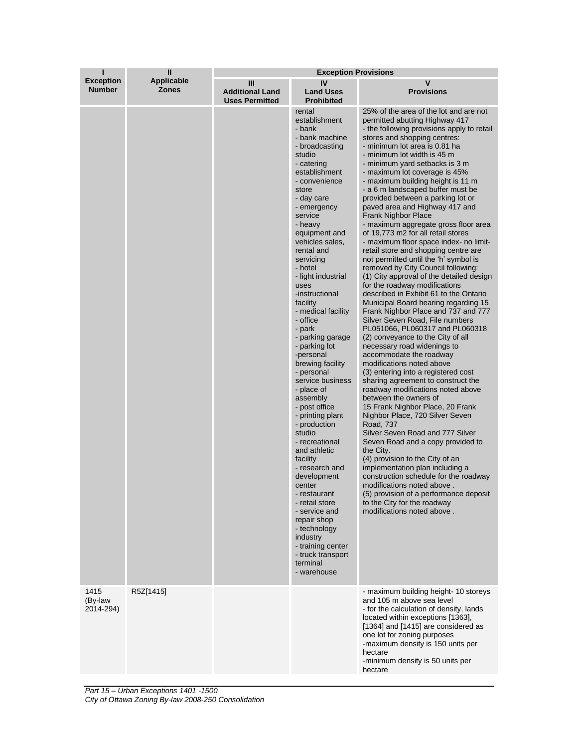| I<br>Exception Number | II<br>Applicable Zones | Exception Provisions | | |
|---|---|---|---|---|
| | | III<br>Additional Land Uses Permitted | IV<br>Land Uses Prohibited | V<br>Provisions |
| | | | rental establishment<br>- bank<br>- bank machine<br>- broadcasting studio<br>- catering establishment<br>- convenience store<br>- day care<br>- emergency service<br>- heavy equipment and vehicles sales, rental and servicing<br>- hotel<br>- light industrial uses<br>-instructional facility<br>- medical facility<br>- office<br>- park<br>- parking garage<br>- parking lot<br>-personal brewing facility<br>- personal service business<br>- place of assembly<br>- post office<br>- printing plant<br>- production studio<br>- recreational and athletic facility<br>- research and development center<br>- restaurant<br>- retail store<br>- service and repair shop<br>- technology industry<br>- training center<br>- truck transport terminal<br>- warehouse | 25% of the area of the lot and are not permitted abutting Highway 417<br>- the following provisions apply to retail stores and shopping centres:<br>- minimum lot area is 0.81 ha<br>- minimum lot width is 45 m<br>- minimum yard setbacks is 3 m<br>- maximum lot coverage is 45%<br>- maximum building height is 11 m<br>- a 6 m landscaped buffer must be provided between a parking lot or paved area and Highway 417 and Frank Nighbor Place<br>- maximum aggregate gross floor area of 19,773 m2 for all retail stores<br>- maximum floor space index- no limit-retail store and shopping centre are not permitted until the 'h' symbol is removed by City Council following:<br>(1) City approval of the detailed design for the roadway modifications described in Exhibit 61 to the Ontario Municipal Board hearing regarding 15 Frank Nighbor Place and 737 and 777 Silver Seven Road, File numbers PL051066, PL060317 and PL060318<br>(2) conveyance to the City of all necessary road widenings to accommodate the roadway modifications noted above<br>(3) entering into a registered cost sharing agreement to construct the roadway modifications noted above between the owners of 15 Frank Nighbor Place, 20 Frank Nighbor Place, 720 Silver Seven Road, 737 Silver Seven Road and 777 Silver Seven Road and a copy provided to the City.<br>(4) provision to the City of an implementation plan including a construction schedule for the roadway modifications noted above .<br>(5) provision of a performance deposit to the City for the roadway modifications noted above . |
| 1415 (By-law 2014-294) | R5Z[1415] | | | - maximum building height- 10 storeys and 105 m above sea level<br>- for the calculation of density, lands located within exceptions [1363], [1364] and [1415] are considered as one lot for zoning purposes<br>-maximum density is 150 units per hectare<br>-minimum density is 50 units per hectare |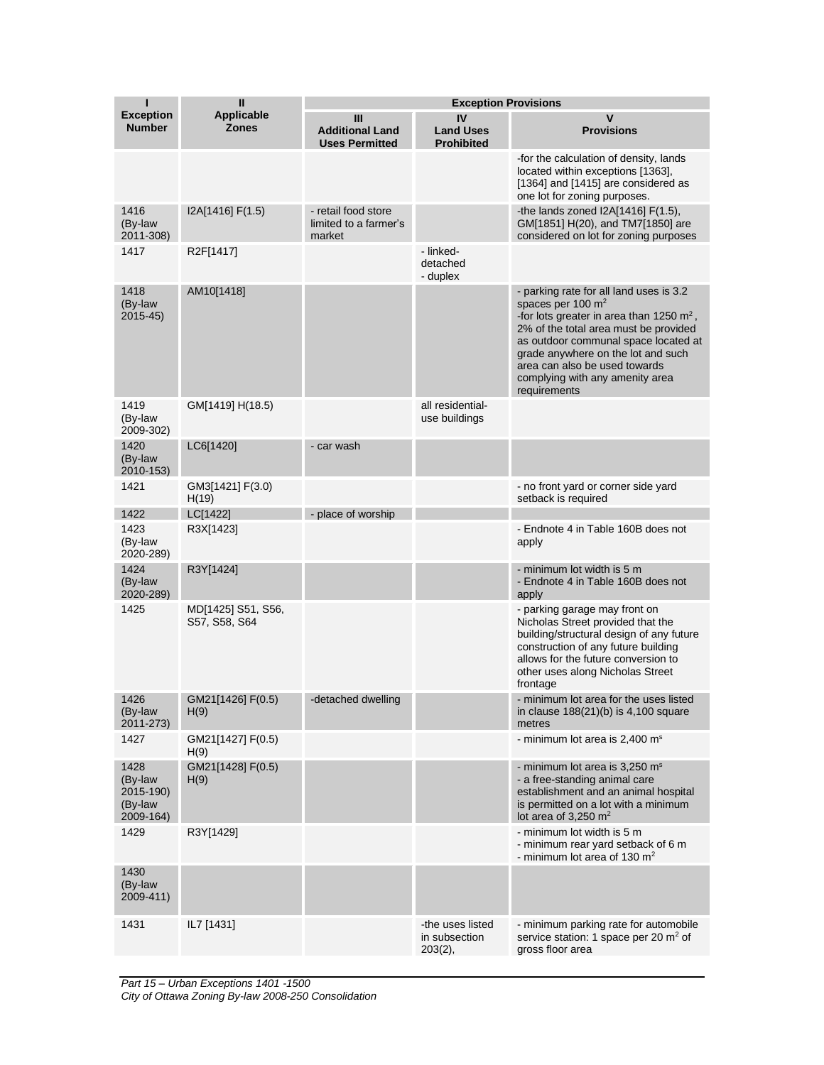| I<br>Exception Number | II<br>Applicable Zones | Exception Provisions | | |
|---|---|---|---|---|
| | | III<br>Additional Land Uses Permitted | IV<br>Land Uses Prohibited | V<br>Provisions |
| | | | | -for the calculation of density, lands located within exceptions [1363], [1364] and [1415] are considered as one lot for zoning purposes. |
| 1416 (By-law 2011-308) | I2A[1416] F(1.5) | - retail food store limited to a farmer's market | | -the lands zoned I2A[1416] F(1.5), GM[1851] H(20), and TM7[1850] are considered on lot for zoning purposes |
| 1417 | R2F[1417] | | - linked-detached<br>- duplex | |
| 1418 (By-law 2015-45) | AM10[1418] | | | - parking rate for all land uses is 3.2 spaces per 100 $m^2$<br>-for lots greater in area than 1250 $m^2$, 2% of the total area must be provided as outdoor communal space located at grade anywhere on the lot and such area can also be used towards complying with any amenity area requirements |
| 1419 (By-law 2009-302) | GM[1419] H(18.5) | | all residential-use buildings | |
| 1420 (By-law 2010-153) | LC6[1420] | - car wash | | |
| 1421 | GM3[1421] F(3.0) H(19) | | | - no front yard or corner side yard setback is required |
| 1422 | LC[1422] | - place of worship | | |
| 1423 (By-law 2020-289) | R3X[1423] | | | - Endnote 4 in Table 160B does not apply |
| 1424 (By-law 2020-289) | R3Y[1424] | | | - minimum lot width is 5 m<br>- Endnote 4 in Table 160B does not apply |
| 1425 | MD[1425] S51, S56, S57, S58, S64 | | | - parking garage may front on Nicholas Street provided that the building/structural design of any future construction of any future building allows for the future conversion to other uses along Nicholas Street frontage |
| 1426 (By-law 2011-273) | GM21[1426] F(0.5) H(9) | -detached dwelling | | - minimum lot area for the uses listed in clause 188(21)(b) is 4,100 square metres |
| 1427 | GM21[1427] F(0.5) H(9) | | | - minimum lot area is 2,400 $m^s$ |
| 1428 (By-law 2015-190) (By-law 2009-164) | GM21[1428] F(0.5) H(9) | | | - minimum lot area is 3,250 $m^s$<br>- a free-standing animal care establishment and an animal hospital is permitted on a lot with a minimum lot area of 3,250 $m^2$ |
| 1429 | R3Y[1429] | | | - minimum lot width is 5 m<br>- minimum rear yard setback of 6 m<br>- minimum lot area of 130 $m^2$ |
| 1430 (By-law 2009-411) | | | | |
| 1431 | IL7 [1431] | | -the uses listed in subsection 203(2), | - minimum parking rate for automobile service station: 1 space per 20 $m^2$ of gross floor area |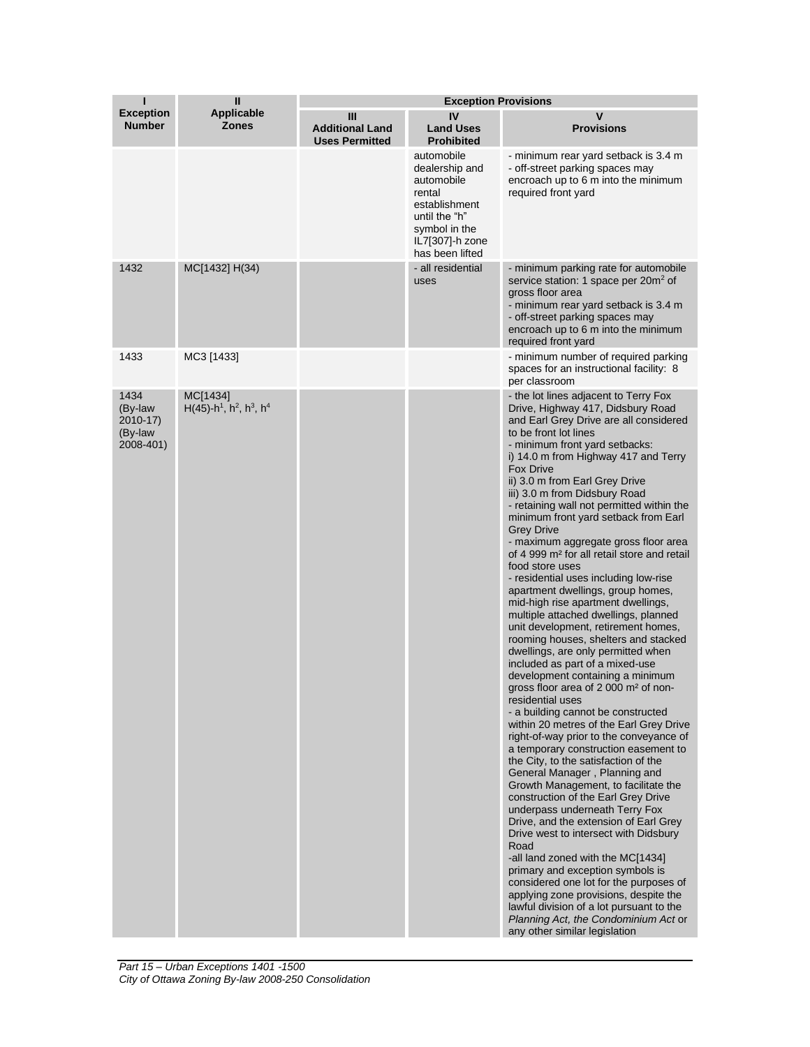| I<br>Exception Number | II<br>Applicable Zones | Exception Provisions | | |
|---|---|---|---|---|
| | | III<br>Additional Land Uses Permitted | IV<br>Land Uses Prohibited | V<br>Provisions |
| | | | automobile dealership and automobile rental establishment until the "h" symbol in the IL7[307]-h zone has been lifted | - minimum rear yard setback is 3.4 m<br>- off-street parking spaces may encroach up to 6 m into the minimum required front yard |
| 1432 | MC[1432] H(34) | | - all residential uses | - minimum parking rate for automobile service station: 1 space per 20m² of gross floor area<br>- minimum rear yard setback is 3.4 m<br>- off-street parking spaces may encroach up to 6 m into the minimum required front yard |
| 1433 | MC3 [1433] | | | - minimum number of required parking spaces for an instructional facility: 8 per classroom |
| 1434 (By-law 2010-17) (By-law 2008-401) | MC[1434] H(45)-h[1], h[2], h[3], h[4] | | | - the lot lines adjacent to Terry Fox Drive, Highway 417, Didsbury Road and Earl Grey Drive are all considered to be front lot lines<br>- minimum front yard setbacks:<br>i) 14.0 m from Highway 417 and Terry Fox Drive<br>ii) 3.0 m from Earl Grey Drive<br>iii) 3.0 m from Didsbury Road<br>- retaining wall not permitted within the minimum front yard setback from Earl Grey Drive<br>- maximum aggregate gross floor area of 4 999 m² for all retail store and retail food store uses<br>- residential uses including low-rise apartment dwellings, group homes, mid-high rise apartment dwellings, multiple attached dwellings, planned unit development, retirement homes, rooming houses, shelters and stacked dwellings, are only permitted when included as part of a mixed-use development containing a minimum gross floor area of 2 000 m² of non-residential uses<br>- a building cannot be constructed within 20 metres of the Earl Grey Drive right-of-way prior to the conveyance of a temporary construction easement to the City, to the satisfaction of the General Manager , Planning and Growth Management, to facilitate the construction of the Earl Grey Drive underpass underneath Terry Fox Drive, and the extension of Earl Grey Drive west to intersect with Didsbury Road<br>-all land zoned with the MC[1434] primary and exception symbols is considered one lot for the purposes of applying zone provisions, despite the lawful division of a lot pursuant to the *Planning Act, the Condominium Act* or any other similar legislation |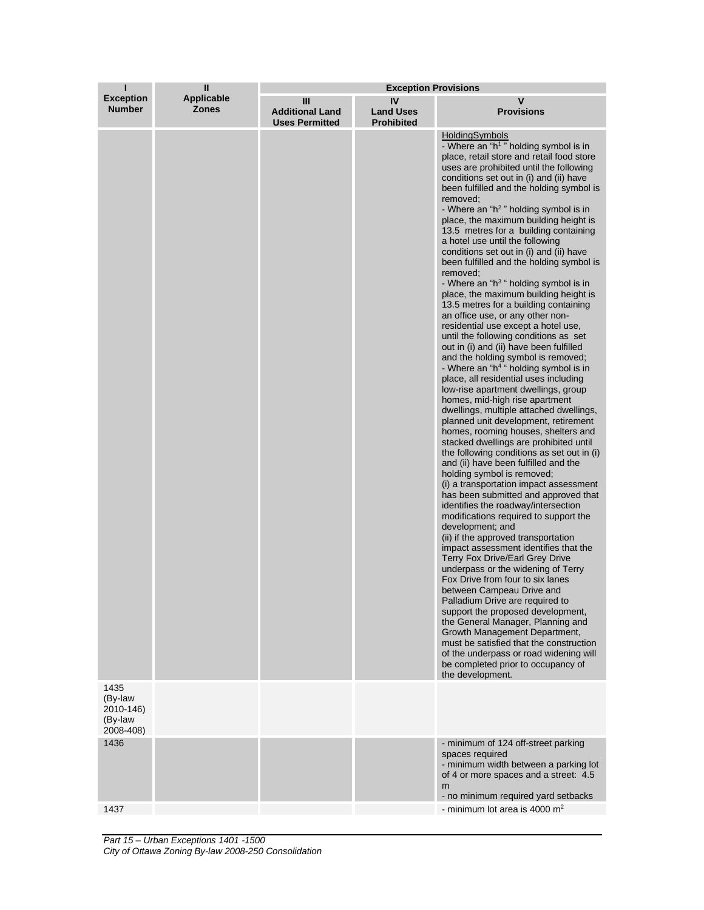| I<br>Exception Number | II<br>Applicable Zones | Exception Provisions | | |
|---|---|---|---|---|
| | | III<br>Additional Land Uses Permitted | IV<br>Land Uses Prohibited | V<br>Provisions |
| | | | | HoldingSymbols<br>- Where an "h1 " holding symbol is in place, retail store and retail food store uses are prohibited until the following conditions set out in (i) and (ii) have been fulfilled and the holding symbol is removed;<br>- Where an "h2 " holding symbol is in place, the maximum building height is 13.5 metres for a building containing a hotel use until the following conditions set out in (i) and (ii) have been fulfilled and the holding symbol is removed;<br>- Where an "h3 " holding symbol is in place, the maximum building height is 13.5 metres for a building containing an office use, or any other non-residential use except a hotel use, until the following conditions as set out in (i) and (ii) have been fulfilled and the holding symbol is removed;<br>- Where an "h4 " holding symbol is in place, all residential uses including low-rise apartment dwellings, group homes, mid-high rise apartment dwellings, multiple attached dwellings, planned unit development, retirement homes, rooming houses, shelters and stacked dwellings are prohibited until the following conditions as set out in (i) and (ii) have been fulfilled and the holding symbol is removed;<br>(i) a transportation impact assessment has been submitted and approved that identifies the roadway/intersection modifications required to support the development; and<br>(ii) if the approved transportation impact assessment identifies that the Terry Fox Drive/Earl Grey Drive underpass or the widening of Terry Fox Drive from four to six lanes between Campeau Drive and Palladium Drive are required to support the proposed development, the General Manager, Planning and Growth Management Department, must be satisfied that the construction of the underpass or road widening will be completed prior to occupancy of the development. |
| 1435<br>(By-law 2010-146)<br>(By-law 2008-408) | | | | |
| 1436 | | | | - minimum of 124 off-street parking spaces required<br>- minimum width between a parking lot of 4 or more spaces and a street: 4.5 m<br>- no minimum required yard setbacks |
| 1437 | | | | - minimum lot area is 4000 m² |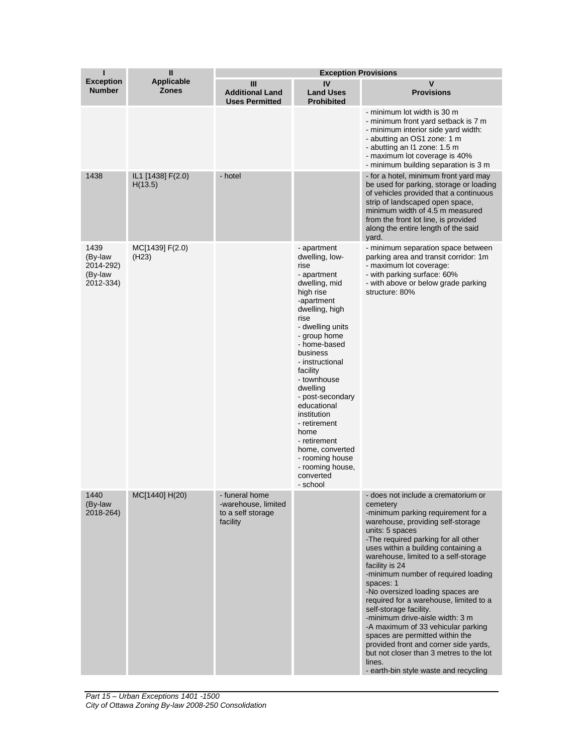| I<br>Exception Number | II<br>Applicable Zones | Exception Provisions | | |
|---|---|---|---|---|
| | | III<br>Additional Land Uses Permitted | IV<br>Land Uses Prohibited | V<br>Provisions |
| | | | | - minimum lot width is 30 m<br>- minimum front yard setback is 7 m<br>- minimum interior side yard width:<br>- abutting an OS1 zone: 1 m<br>- abutting an I1 zone: 1.5 m<br>- maximum lot coverage is 40%<br>- minimum building separation is 3 m |
| 1438 | IL1 [1438] F(2.0) H(13.5) | - hotel | | - for a hotel, minimum front yard may be used for parking, storage or loading of vehicles provided that a continuous strip of landscaped open space, minimum width of 4.5 m measured from the front lot line, is provided along the entire length of the said yard. |
| 1439 (By-law 2014-292) (By-law 2012-334) | MC[1439] F(2.0) (H23) | | - apartment dwelling, low-rise<br>- apartment dwelling, mid high rise<br>-apartment dwelling, high rise<br>- dwelling units<br>- group home<br>- home-based business<br>- instructional facility<br>- townhouse dwelling<br>- post-secondary educational institution<br>- retirement home<br>- retirement home, converted<br>- rooming house<br>- rooming house, converted<br>- school | - minimum separation space between parking area and transit corridor: 1m<br>- maximum lot coverage:<br>- with parking surface: 60%<br>- with above or below grade parking structure: 80% |
| 1440 (By-law 2018-264) | MC[1440] H(20) | - funeral home<br>-warehouse, limited to a self storage facility | | - does not include a crematorium or cemetery<br>-minimum parking requirement for a warehouse, providing self-storage units: 5 spaces<br>-The required parking for all other uses within a building containing a warehouse, limited to a self-storage facility is 24<br>-minimum number of required loading spaces: 1<br>-No oversized loading spaces are required for a warehouse, limited to a self-storage facility.<br>-minimum drive-aisle width: 3 m<br>-A maximum of 33 vehicular parking spaces are permitted within the provided front and corner side yards, but not closer than 3 metres to the lot lines.<br>- earth-bin style waste and recycling |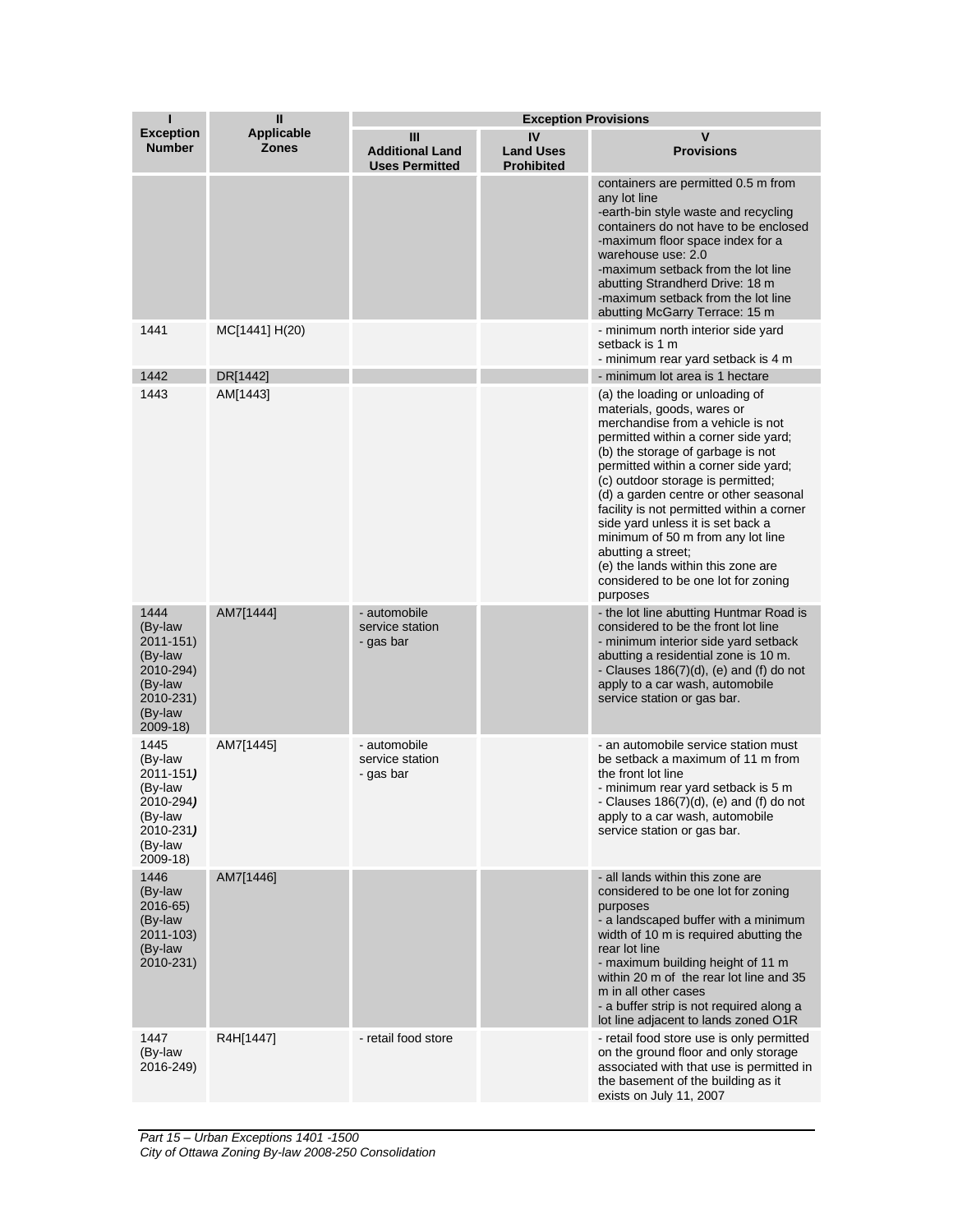| I<br>Exception Number | II<br>Applicable Zones | Exception Provisions | | |
|---|---|---|---|---|
| | | III<br>Additional Land Uses Permitted | IV<br>Land Uses Prohibited | V<br>Provisions |
| | | | | containers are permitted 0.5 m from any lot line<br>-earth-bin style waste and recycling containers do not have to be enclosed<br>-maximum floor space index for a warehouse use: 2.0<br>-maximum setback from the lot line abutting Strandherd Drive: 18 m<br>-maximum setback from the lot line abutting McGarry Terrace: 15 m |
| 1441 | MC[1441] H(20) | | | - minimum north interior side yard setback is 1 m<br>- minimum rear yard setback is 4 m |
| 1442 | DR[1442] | | | - minimum lot area is 1 hectare |
| 1443 | AM[1443] | | | (a) the loading or unloading of materials, goods, wares or merchandise from a vehicle is not permitted within a corner side yard;<br>(b) the storage of garbage is not permitted within a corner side yard;<br>(c) outdoor storage is permitted;<br>(d) a garden centre or other seasonal facility is not permitted within a corner side yard unless it is set back a minimum of 50 m from any lot line abutting a street;<br>(e) the lands within this zone are considered to be one lot for zoning purposes |
| 1444<br>(By-law 2011-151)<br>(By-law 2010-294)<br>(By-law 2010-231)<br>(By-law 2009-18) | AM7[1444] | - automobile service station<br>- gas bar | | - the lot line abutting Huntmar Road is considered to be the front lot line<br>- minimum interior side yard setback abutting a residential zone is 10 m.<br>- Clauses 186(7)(d), (e) and (f) do not apply to a car wash, automobile service station or gas bar. |
| 1445<br>(By-law 2011-151)<br>(By-law 2010-294)<br>(By-law 2010-231)<br>(By-law 2009-18) | AM7[1445] | - automobile service station<br>- gas bar | | - an automobile service station must be setback a maximum of 11 m from the front lot line<br>- minimum rear yard setback is 5 m<br>- Clauses 186(7)(d), (e) and (f) do not apply to a car wash, automobile service station or gas bar. |
| 1446<br>(By-law 2016-65)<br>(By-law 2011-103)<br>(By-law 2010-231) | AM7[1446] | | | - all lands within this zone are considered to be one lot for zoning purposes<br>- a landscaped buffer with a minimum width of 10 m is required abutting the rear lot line<br>- maximum building height of 11 m within 20 m of the rear lot line and 35 m in all other cases<br>- a buffer strip is not required along a lot line adjacent to lands zoned O1R |
| 1447<br>(By-law 2016-249) | R4H[1447] | - retail food store | | - retail food store use is only permitted on the ground floor and only storage associated with that use is permitted in the basement of the building as it exists on July 11, 2007 |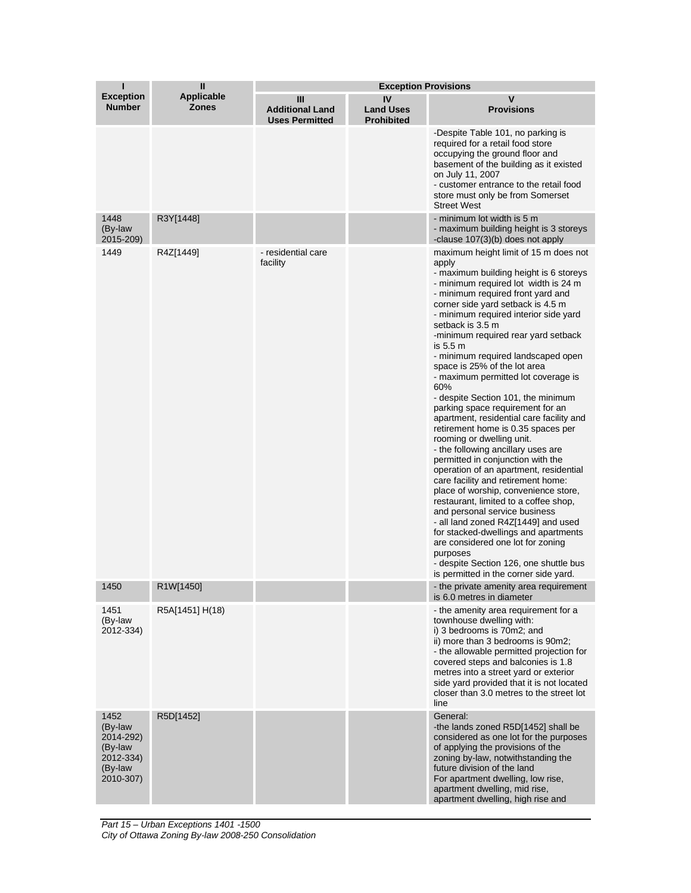| I<br>Exception Number | II<br>Applicable Zones | Exception Provisions | | |
|---|---|---|---|---|
| | | III<br>Additional Land Uses Permitted | IV<br>Land Uses Prohibited | V<br>Provisions |
| | | | | -Despite Table 101, no parking is required for a retail food store occupying the ground floor and basement of the building as it existed on July 11, 2007<br>- customer entrance to the retail food store must only be from Somerset Street West |
| 1448 (By-law 2015-209) | R3Y[1448] | | | - minimum lot width is 5 m<br>- maximum building height is 3 storeys<br>-clause 107(3)(b) does not apply |
| 1449 | R4Z[1449] | - residential care facility | | maximum height limit of 15 m does not apply<br>- maximum building height is 6 storeys<br>- minimum required lot width is 24 m<br>- minimum required front yard and corner side yard setback is 4.5 m<br>- minimum required interior side yard setback is 3.5 m<br>-minimum required rear yard setback is 5.5 m<br>- minimum required landscaped open space is 25% of the lot area<br>- maximum permitted lot coverage is 60%<br>- despite Section 101, the minimum parking space requirement for an apartment, residential care facility and retirement home is 0.35 spaces per rooming or dwelling unit.<br>- the following ancillary uses are permitted in conjunction with the operation of an apartment, residential care facility and retirement home: place of worship, convenience store, restaurant, limited to a coffee shop, and personal service business<br>- all land zoned R4Z[1449] and used for stacked-dwellings and apartments are considered one lot for zoning purposes<br>- despite Section 126, one shuttle bus is permitted in the corner side yard. |
| 1450 | R1W[1450] | | | - the private amenity area requirement is 6.0 metres in diameter |
| 1451 (By-law 2012-334) | R5A[1451] H(18) | | | - the amenity area requirement for a townhouse dwelling with:<br>i) 3 bedrooms is 70m2; and<br>ii) more than 3 bedrooms is 90m2;<br>- the allowable permitted projection for covered steps and balconies is 1.8 metres into a street yard or exterior side yard provided that it is not located closer than 3.0 metres to the street lot line |
| 1452 (By-law 2014-292) (By-law 2012-334) (By-law 2010-307) | R5D[1452] | | | General:<br>-the lands zoned R5D[1452] shall be considered as one lot for the purposes of applying the provisions of the zoning by-law, notwithstanding the future division of the land<br>For apartment dwelling, low rise, apartment dwelling, mid rise, apartment dwelling, high rise and |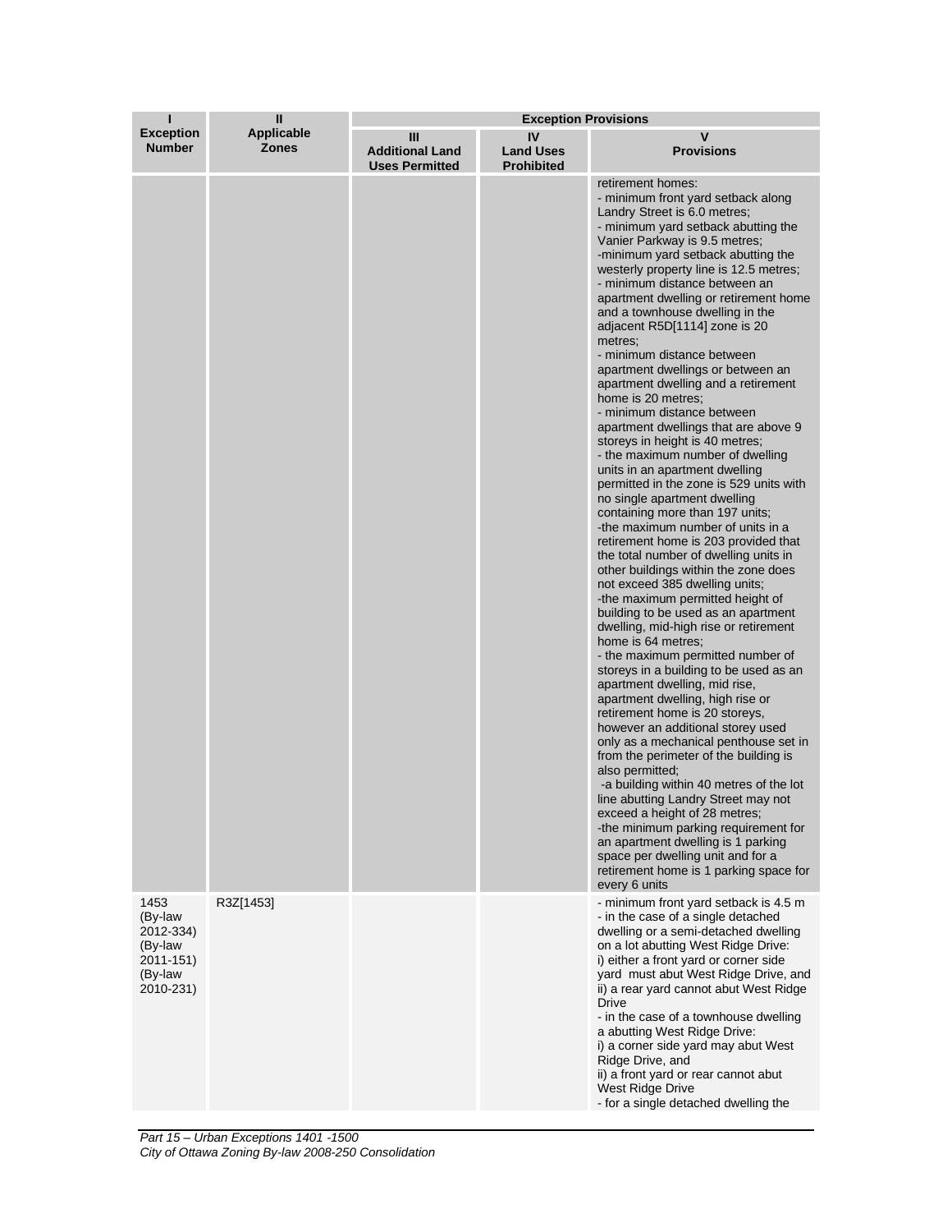| I<br>Exception Number | II<br>Applicable Zones | Exception Provisions | | |
|---|---|---|---|---|
| | | III<br>Additional Land Uses Permitted | IV<br>Land Uses Prohibited | V<br>Provisions |
| | | | | retirement homes:<br>- minimum front yard setback along Landry Street is 6.0 metres;<br>- minimum yard setback abutting the Vanier Parkway is 9.5 metres;<br>-minimum yard setback abutting the westerly property line is 12.5 metres;<br>- minimum distance between an apartment dwelling or retirement home and a townhouse dwelling in the adjacent R5D[1114] zone is 20 metres;<br>- minimum distance between apartment dwellings or between an apartment dwelling and a retirement home is 20 metres;<br>- minimum distance between apartment dwellings that are above 9 storeys in height is 40 metres;<br>- the maximum number of dwelling units in an apartment dwelling permitted in the zone is 529 units with no single apartment dwelling containing more than 197 units;<br>-the maximum number of units in a retirement home is 203 provided that the total number of dwelling units in other buildings within the zone does not exceed 385 dwelling units;<br>-the maximum permitted height of building to be used as an apartment dwelling, mid-high rise or retirement home is 64 metres;<br>- the maximum permitted number of storeys in a building to be used as an apartment dwelling, mid rise, apartment dwelling, high rise or retirement home is 20 storeys, however an additional storey used only as a mechanical penthouse set in from the perimeter of the building is also permitted;<br>-a building within 40 metres of the lot line abutting Landry Street may not exceed a height of 28 metres;<br>-the minimum parking requirement for an apartment dwelling is 1 parking space per dwelling unit and for a retirement home is 1 parking space for every 6 units |
| 1453<br>(By-law 2012-334)<br>(By-law 2011-151)<br>(By-law 2010-231) | R3Z[1453] | | | - minimum front yard setback is 4.5 m<br>- in the case of a single detached dwelling or a semi-detached dwelling on a lot abutting West Ridge Drive:<br>i) either a front yard or corner side yard must abut West Ridge Drive, and<br>ii) a rear yard cannot abut West Ridge Drive<br>- in the case of a townhouse dwelling a abutting West Ridge Drive:<br>i) a corner side yard may abut West Ridge Drive, and<br>ii) a front yard or rear cannot abut West Ridge Drive<br>- for a single detached dwelling the |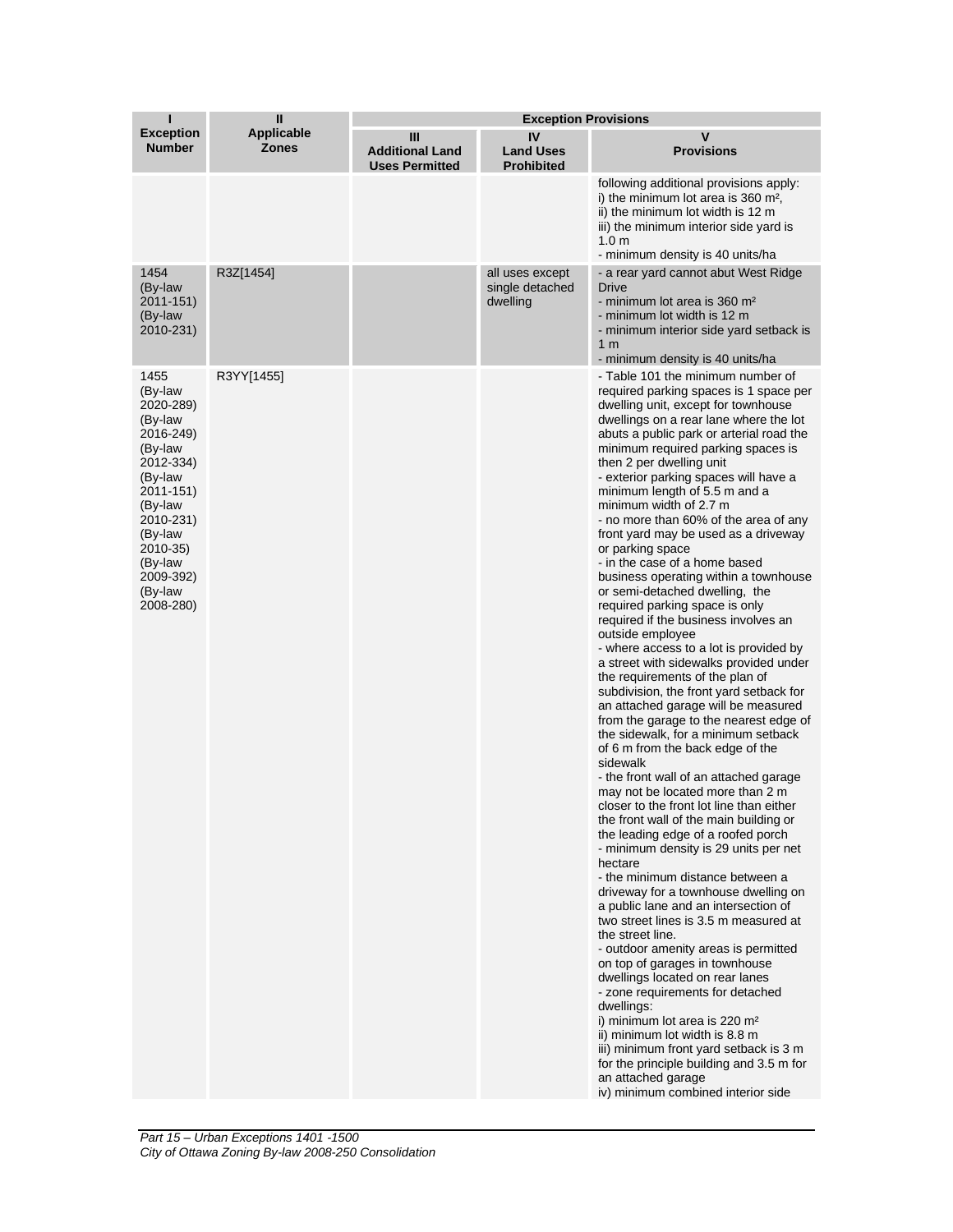| I<br>Exception Number | II<br>Applicable Zones | Exception Provisions | | |
|---|---|---|---|---|
| | | III<br>Additional Land Uses Permitted | IV<br>Land Uses Prohibited | V<br>Provisions |
| | | | | following additional provisions apply:<br>i) the minimum lot area is 360 m²,<br>ii) the minimum lot width is 12 m<br>iii) the minimum interior side yard is 1.0 m<br>- minimum density is 40 units/ha |
| 1454 (By-law 2011-151) (By-law 2010-231) | R3Z[1454] | | all uses except single detached dwelling | - a rear yard cannot abut West Ridge Drive<br>- minimum lot area is 360 m²<br>- minimum lot width is 12 m<br>- minimum interior side yard setback is 1 m<br>- minimum density is 40 units/ha |
| 1455 (By-law 2020-289) (By-law 2016-249) (By-law 2012-334) (By-law 2011-151) (By-law 2010-231) (By-law 2010-35) (By-law 2009-392) (By-law 2008-280) | R3YY[1455] | | | - Table 101 the minimum number of required parking spaces is 1 space per dwelling unit, except for townhouse dwellings on a rear lane where the lot abuts a public park or arterial road the minimum required parking spaces is then 2 per dwelling unit<br>- exterior parking spaces will have a minimum length of 5.5 m and a minimum width of 2.7 m<br>- no more than 60% of the area of any front yard may be used as a driveway or parking space<br>- in the case of a home based business operating within a townhouse or semi-detached dwelling, the required parking space is only required if the business involves an outside employee<br>- where access to a lot is provided by a street with sidewalks provided under the requirements of the plan of subdivision, the front yard setback for an attached garage will be measured from the garage to the nearest edge of the sidewalk, for a minimum setback of 6 m from the back edge of the sidewalk<br>- the front wall of an attached garage may not be located more than 2 m closer to the front lot line than either the front wall of the main building or the leading edge of a roofed porch<br>- minimum density is 29 units per net hectare<br>- the minimum distance between a driveway for a townhouse dwelling on a public lane and an intersection of two street lines is 3.5 m measured at the street line.<br>- outdoor amenity areas is permitted on top of garages in townhouse dwellings located on rear lanes<br>- zone requirements for detached dwellings:<br>i) minimum lot area is 220 m²<br>ii) minimum lot width is 8.8 m<br>iii) minimum front yard setback is 3 m for the principle building and 3.5 m for an attached garage<br>iv) minimum combined interior side |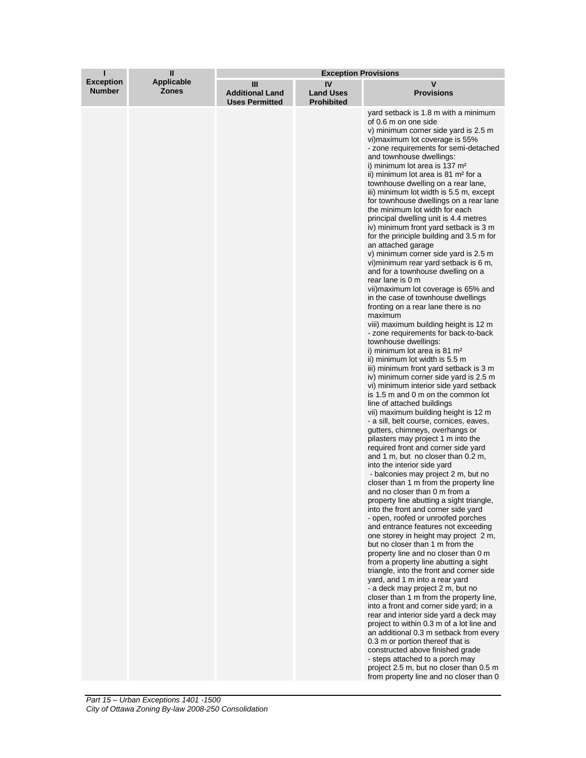| I<br>Exception Number | II<br>Applicable Zones | Exception Provisions | | |
|---|---|---|---|---|
| | | III<br>Additional Land Uses Permitted | IV<br>Land Uses Prohibited | V<br>Provisions |
| | | | | yard setback is 1.8 m with a minimum of 0.6 m on one side<br>v) minimum corner side yard is 2.5 m<br>vi)maximum lot coverage is 55%<br>- zone requirements for semi-detached and townhouse dwellings:<br>i) minimum lot area is 137 m²<br>ii) minimum lot area is 81 m² for a townhouse dwelling on a rear lane,<br>iii) minimum lot width is 5.5 m, except for townhouse dwellings on a rear lane the minimum lot width for each principal dwelling unit is 4.4 metres<br>iv) minimum front yard setback is 3 m for the principle building and 3.5 m for an attached garage<br>v) minimum corner side yard is 2.5 m<br>vi)minimum rear yard setback is 6 m, and for a townhouse dwelling on a rear lane is 0 m<br>vii)maximum lot coverage is 65% and in the case of townhouse dwellings fronting on a rear lane there is no maximum<br>viii) maximum building height is 12 m<br>- zone requirements for back-to-back townhouse dwellings:<br>i) minimum lot area is 81 m²<br>ii) minimum lot width is 5.5 m<br>iii) minimum front yard setback is 3 m<br>iv) minimum corner side yard is 2.5 m<br>vi) minimum interior side yard setback is 1.5 m and 0 m on the common lot line of attached buildings<br>vii) maximum building height is 12 m<br>- a sill, belt course, cornices, eaves, gutters, chimneys, overhangs or pilasters may project 1 m into the required front and corner side yard and 1 m, but no closer than 0.2 m, into the interior side yard<br>- balconies may project 2 m, but no closer than 1 m from the property line and no closer than 0 m from a property line abutting a sight triangle, into the front and corner side yard<br>- open, roofed or unroofed porches and entrance features not exceeding one storey in height may project 2 m, but no closer than 1 m from the property line and no closer than 0 m from a property line abutting a sight triangle, into the front and corner side yard, and 1 m into a rear yard<br>- a deck may project 2 m, but no closer than 1 m from the property line, into a front and corner side yard; in a rear and interior side yard a deck may project to within 0.3 m of a lot line and an additional 0.3 m setback from every 0.3 m or portion thereof that is constructed above finished grade<br>- steps attached to a porch may project 2.5 m, but no closer than 0.5 m from property line and no closer than 0 |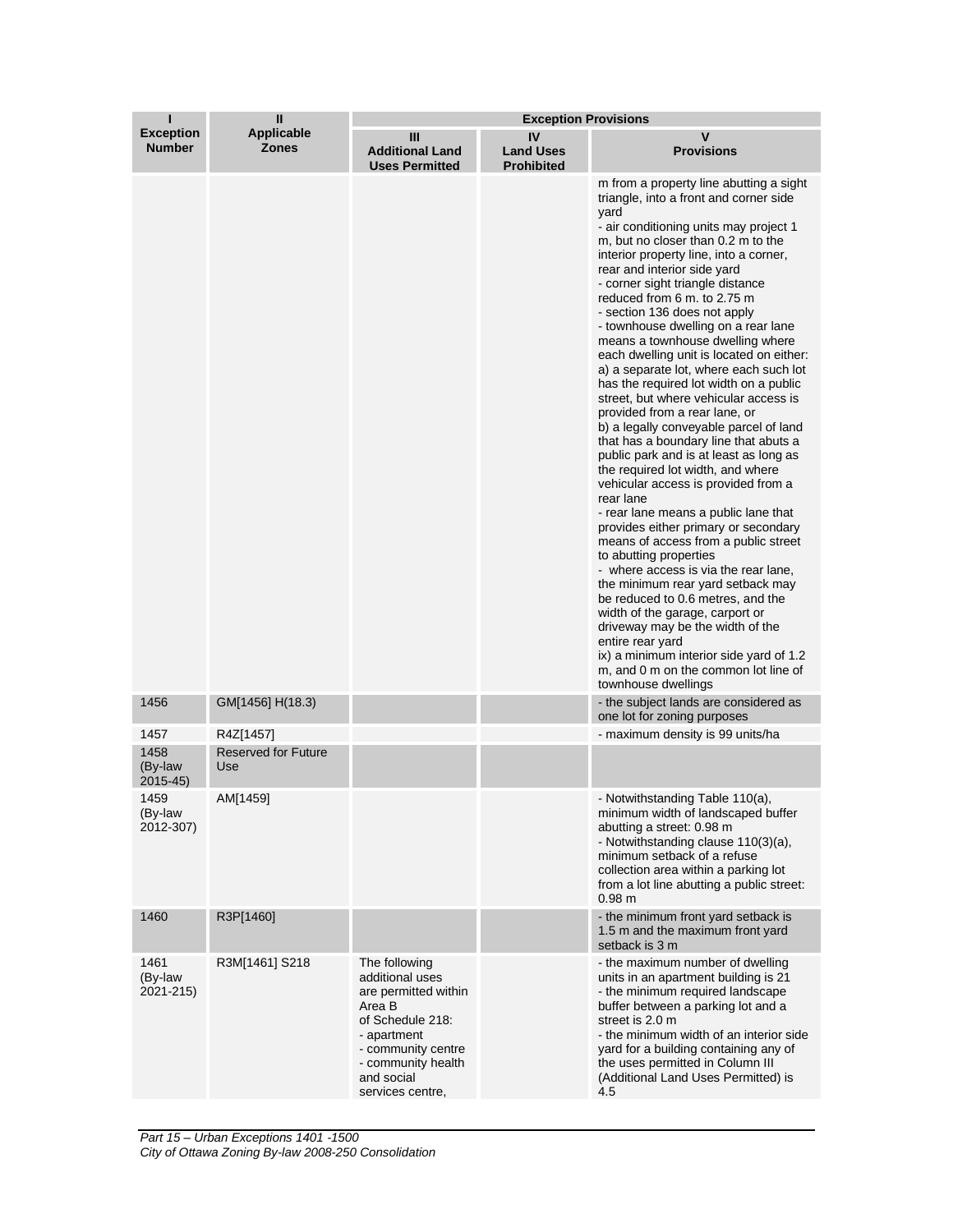| I<br>Exception Number | II<br>Applicable Zones | Exception Provisions | | |
|---|---|---|---|---|
| | | III<br>Additional Land Uses Permitted | IV<br>Land Uses Prohibited | V<br>Provisions |
| | | | | m from a property line abutting a sight triangle, into a front and corner side yard<br>- air conditioning units may project 1 m, but no closer than 0.2 m to the interior property line, into a corner, rear and interior side yard<br>- corner sight triangle distance reduced from 6 m. to 2.75 m<br>- section 136 does not apply<br>- townhouse dwelling on a rear lane means a townhouse dwelling where each dwelling unit is located on either:<br>a) a separate lot, where each such lot has the required lot width on a public street, but where vehicular access is provided from a rear lane, or<br>b) a legally conveyable parcel of land that has a boundary line that abuts a public park and is at least as long as the required lot width, and where vehicular access is provided from a rear lane<br>- rear lane means a public lane that provides either primary or secondary means of access from a public street to abutting properties<br>- where access is via the rear lane, the minimum rear yard setback may be reduced to 0.6 metres, and the width of the garage, carport or driveway may be the width of the entire rear yard<br>ix) a minimum interior side yard of 1.2 m, and 0 m on the common lot line of townhouse dwellings |
| 1456 | GM[1456] H(18.3) | | | - the subject lands are considered as one lot for zoning purposes |
| 1457 | R4Z[1457] | | | - maximum density is 99 units/ha |
| 1458<br>(By-law 2015-45) | Reserved for Future Use | | | |
| 1459<br>(By-law 2012-307) | AM[1459] | | | - Notwithstanding Table 110(a), minimum width of landscaped buffer abutting a street: 0.98 m<br>- Notwithstanding clause 110(3)(a), minimum setback of a refuse collection area within a parking lot from a lot line abutting a public street: 0.98 m |
| 1460 | R3P[1460] | | | - the minimum front yard setback is 1.5 m and the maximum front yard setback is 3 m |
| 1461<br>(By-law 2021-215) | R3M[1461] S218 | The following additional uses are permitted within Area B of Schedule 218:<br>- apartment<br>- community centre<br>- community health and social services centre, | | - the maximum number of dwelling units in an apartment building is 21<br>- the minimum required landscape buffer between a parking lot and a street is 2.0 m<br>- the minimum width of an interior side yard for a building containing any of the uses permitted in Column III (Additional Land Uses Permitted) is 4.5 |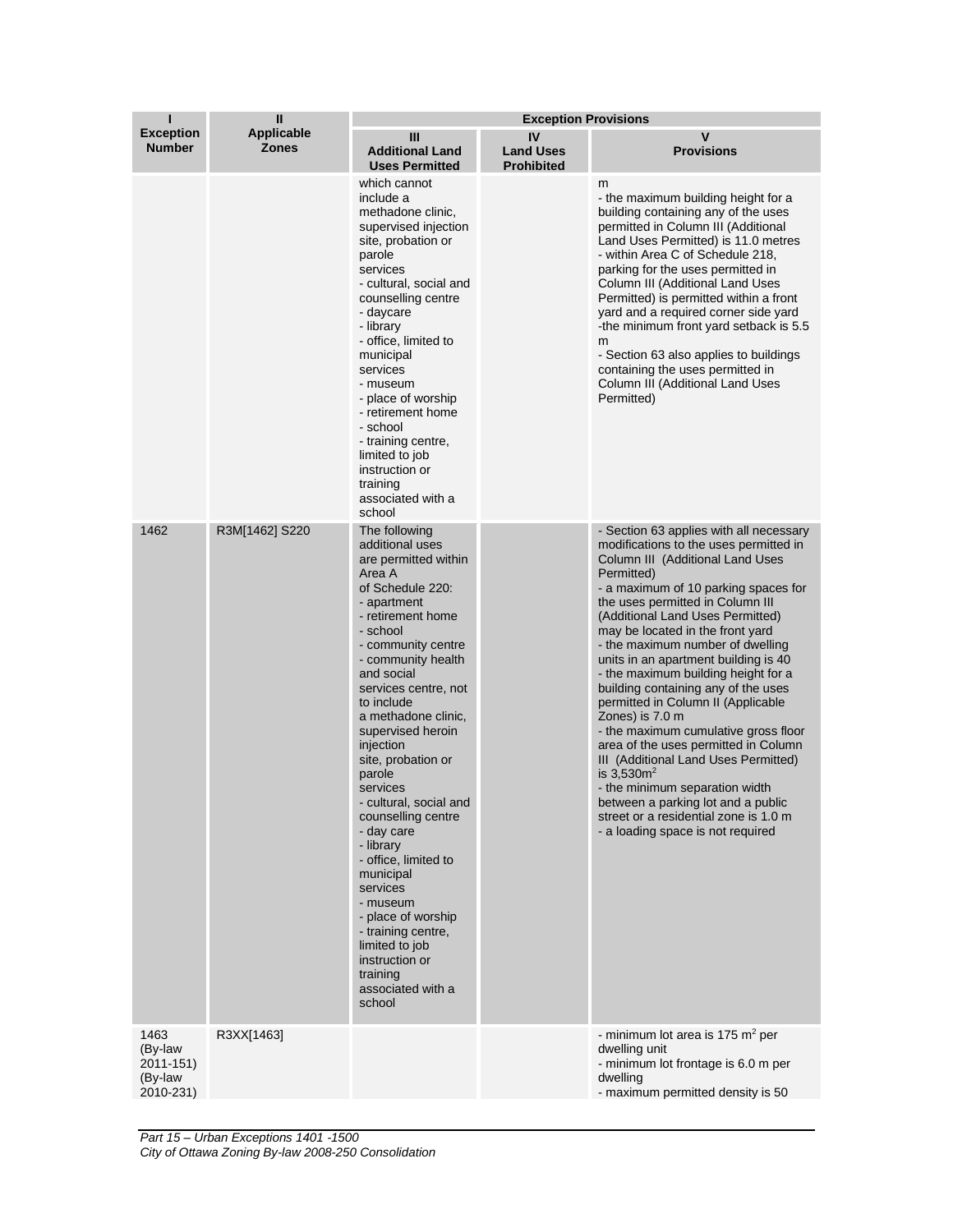| I<br>Exception Number | II<br>Applicable Zones | Exception Provisions | | |
|---|---|---|---|---|
| | | III<br>Additional Land Uses Permitted | IV<br>Land Uses Prohibited | V<br>Provisions |
| | | which cannot include a methadone clinic, supervised injection site, probation or parole services<br>- cultural, social and counselling centre<br>- daycare<br>- library<br>- office, limited to municipal services<br>- museum<br>- place of worship<br>- retirement home<br>- school<br>- training centre, limited to job instruction or training associated with a school | | m<br>- the maximum building height for a building containing any of the uses permitted in Column III (Additional Land Uses Permitted) is 11.0 metres<br>- within Area C of Schedule 218, parking for the uses permitted in Column III (Additional Land Uses Permitted) is permitted within a front yard and a required corner side yard<br>-the minimum front yard setback is 5.5 m<br>- Section 63 also applies to buildings containing the uses permitted in Column III (Additional Land Uses Permitted) |
| 1462 | R3M[1462] S220 | The following additional uses are permitted within Area A of Schedule 220:<br>- apartment<br>- retirement home<br>- school<br>- community centre<br>- community health and social services centre, not to include a methadone clinic, supervised heroin injection site, probation or parole services<br>- cultural, social and counselling centre<br>- day care<br>- library<br>- office, limited to municipal services<br>- museum<br>- place of worship<br>- training centre, limited to job instruction or training associated with a school | | - Section 63 applies with all necessary modifications to the uses permitted in Column III (Additional Land Uses Permitted)<br>- a maximum of 10 parking spaces for the uses permitted in Column III (Additional Land Uses Permitted) may be located in the front yard<br>- the maximum number of dwelling units in an apartment building is 40<br>- the maximum building height for a building containing any of the uses permitted in Column II (Applicable Zones) is 7.0 m<br>- the maximum cumulative gross floor area of the uses permitted in Column III (Additional Land Uses Permitted) is 3,530m²<br>- the minimum separation width between a parking lot and a public street or a residential zone is 1.0 m<br>- a loading space is not required |
| 1463<br>(By-law 2011-151)<br>(By-law 2010-231) | R3XX[1463] | | | - minimum lot area is 175 m² per dwelling unit<br>- minimum lot frontage is 6.0 m per dwelling<br>- maximum permitted density is 50 |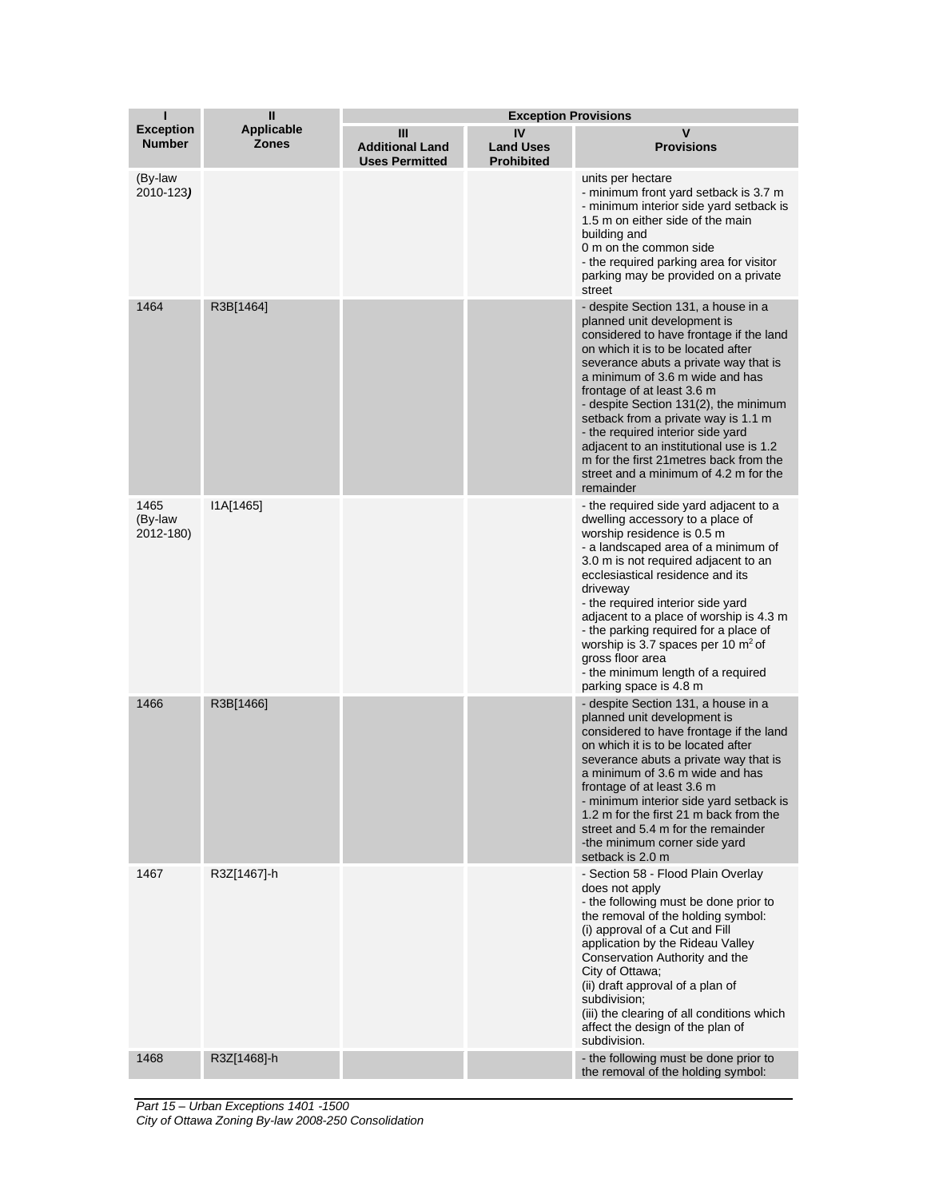| I<br>Exception Number | II<br>Applicable Zones | Exception Provisions | | |
|---|---|---|---|---|
| | | III<br>Additional Land Uses Permitted | IV<br>Land Uses Prohibited | V<br>Provisions |
| (By-law 2010-123**)** | | | | units per hectare<br>- minimum front yard setback is 3.7 m<br>- minimum interior side yard setback is 1.5 m on either side of the main building and<br>0 m on the common side<br>- the required parking area for visitor parking may be provided on a private street |
| 1464 | R3B[1464] | | | - despite Section 131, a house in a planned unit development is considered to have frontage if the land on which it is to be located after severance abuts a private way that is a minimum of 3.6 m wide and has frontage of at least 3.6 m<br>- despite Section 131(2), the minimum setback from a private way is 1.1 m<br>- the required interior side yard adjacent to an institutional use is 1.2 m for the first 21metres back from the street and a minimum of 4.2 m for the remainder |
| 1465 (By-law 2012-180) | I1A[1465] | | | - the required side yard adjacent to a dwelling accessory to a place of worship residence is 0.5 m<br>- a landscaped area of a minimum of 3.0 m is not required adjacent to an ecclesiastical residence and its driveway<br>- the required interior side yard adjacent to a place of worship is 4.3 m<br>- the parking required for a place of worship is 3.7 spaces per 10 $m^2$ of gross floor area<br>- the minimum length of a required parking space is 4.8 m |
| 1466 | R3B[1466] | | | - despite Section 131, a house in a planned unit development is considered to have frontage if the land on which it is to be located after severance abuts a private way that is a minimum of 3.6 m wide and has frontage of at least 3.6 m<br>- minimum interior side yard setback is 1.2 m for the first 21 m back from the street and 5.4 m for the remainder<br>-the minimum corner side yard setback is 2.0 m |
| 1467 | R3Z[1467]-h | | | - Section 58 - Flood Plain Overlay does not apply<br>- the following must be done prior to the removal of the holding symbol:<br>(i) approval of a Cut and Fill application by the Rideau Valley Conservation Authority and the City of Ottawa;<br>(ii) draft approval of a plan of subdivision;<br>(iii) the clearing of all conditions which affect the design of the plan of subdivision. |
| 1468 | R3Z[1468]-h | | | - the following must be done prior to the removal of the holding symbol: |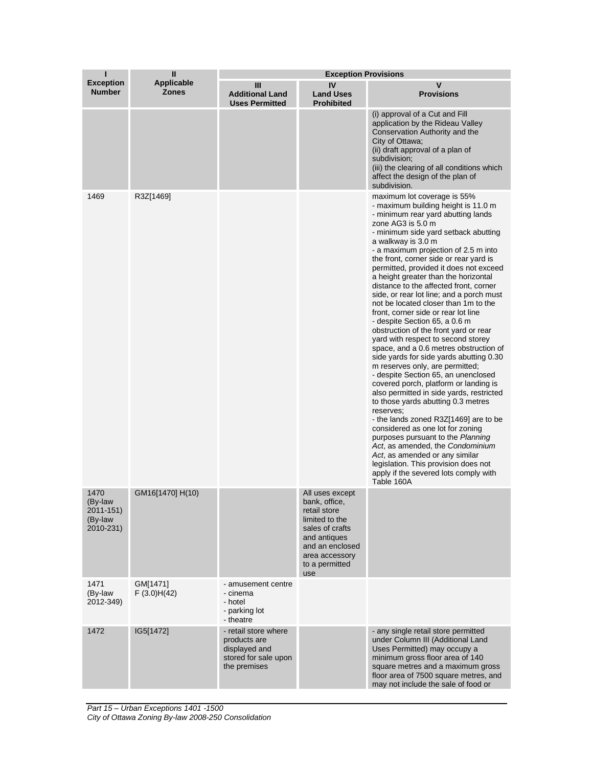| I<br>Exception Number | II<br>Applicable Zones | Exception Provisions | | |
|---|---|---|---|---|
| | | III<br>Additional Land Uses Permitted | IV<br>Land Uses Prohibited | V<br>Provisions |
| | | | | (i) approval of a Cut and Fill application by the Rideau Valley Conservation Authority and the City of Ottawa;<br>(ii) draft approval of a plan of subdivision;<br>(iii) the clearing of all conditions which affect the design of the plan of subdivision. |
| 1469 | R3Z[1469] | | | maximum lot coverage is 55%<br>- maximum building height is 11.0 m<br>- minimum rear yard abutting lands zone AG3 is 5.0 m<br>- minimum side yard setback abutting a walkway is 3.0 m<br>- a maximum projection of 2.5 m into the front, corner side or rear yard is permitted, provided it does not exceed a height greater than the horizontal distance to the affected front, corner side, or rear lot line; and a porch must not be located closer than 1m to the front, corner side or rear lot line<br>- despite Section 65, a 0.6 m obstruction of the front yard or rear yard with respect to second storey space, and a 0.6 metres obstruction of side yards for side yards abutting 0.30 m reserves only, are permitted;<br>- despite Section 65, an unenclosed covered porch, platform or landing is also permitted in side yards, restricted to those yards abutting 0.3 metres reserves;<br>- the lands zoned R3Z[1469] are to be considered as one lot for zoning purposes pursuant to the *Planning Act*, as amended, the *Condominium Act*, as amended or any similar legislation. This provision does not apply if the severed lots comply with Table 160A |
| 1470 (By-law 2011-151) (By-law 2010-231) | GM16[1470] H(10) | | All uses except bank, office, retail store limited to the sales of crafts and antiques and an enclosed area accessory to a permitted use | |
| 1471 (By-law 2012-349) | GM[1471] F (3.0)H(42) | - amusement centre<br>- cinema<br>- hotel<br>- parking lot<br>- theatre | | |
| 1472 | IG5[1472] | - retail store where products are displayed and stored for sale upon the premises | | - any single retail store permitted under Column III (Additional Land Uses Permitted) may occupy a minimum gross floor area of 140 square metres and a maximum gross floor area of 7500 square metres, and may not include the sale of food or |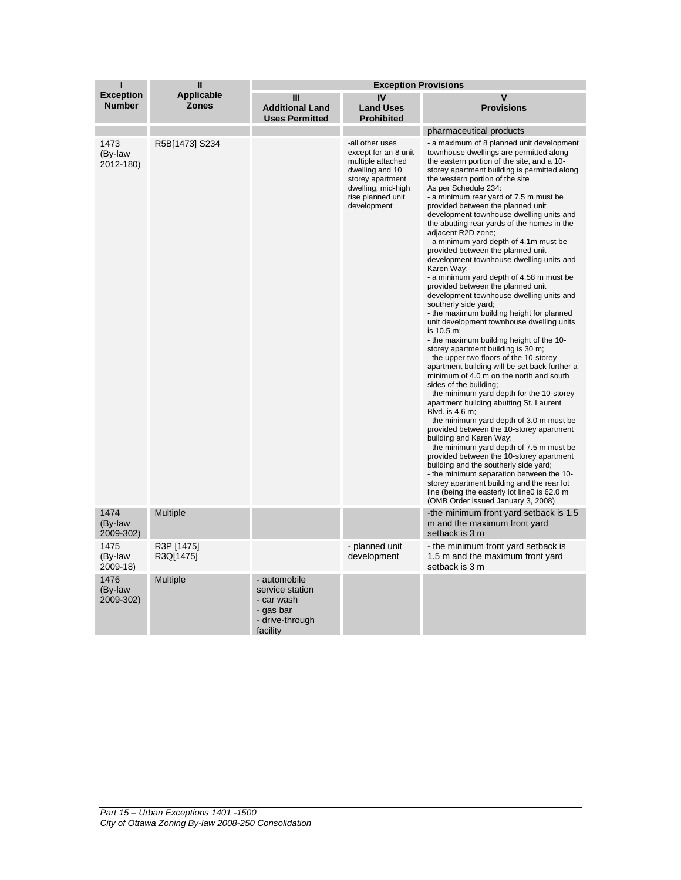| I | II | Exception Provisions | | |
|---|---|---|---|---|
| Exception Number | Applicable Zones | III Additional Land Uses Permitted | IV Land Uses Prohibited | V Provisions |
| | | | | pharmaceutical products |
| 1473 (By-law 2012-180) | R5B[1473] S234 | | -all other uses except for an 8 unit multiple attached dwelling and 10 storey apartment dwelling, mid-high rise planned unit development | - a maximum of 8 planned unit development townhouse dwellings are permitted along the eastern portion of the site, and a 10-storey apartment building is permitted along the western portion of the site<br>As per Schedule 234:<br>- a minimum rear yard of 7.5 m must be provided between the planned unit development townhouse dwelling units and the abutting rear yards of the homes in the adjacent R2D zone;<br>- a minimum yard depth of 4.1m must be provided between the planned unit development townhouse dwelling units and Karen Way;<br>- a minimum yard depth of 4.58 m must be provided between the planned unit development townhouse dwelling units and southerly side yard;<br>- the maximum building height for planned unit development townhouse dwelling units is 10.5 m;<br>- the maximum building height of the 10-storey apartment building is 30 m;<br>- the upper two floors of the 10-storey apartment building will be set back further a minimum of 4.0 m on the north and south sides of the building;<br>- the minimum yard depth for the 10-storey apartment building abutting St. Laurent Blvd. is 4.6 m;<br>- the minimum yard depth of 3.0 m must be provided between the 10-storey apartment building and Karen Way;<br>- the minimum yard depth of 7.5 m must be provided between the 10-storey apartment building and the southerly side yard;<br>- the minimum separation between the 10-storey apartment building and the rear lot line (being the easterly lot line0 is 62.0 m<br>(OMB Order issued January 3, 2008) |
| 1474 (By-law 2009-302) | Multiple | | | -the minimum front yard setback is 1.5 m and the maximum front yard setback is 3 m |
| 1475 (By-law 2009-18) | R3P [1475] R3Q[1475] | | - planned unit development | - the minimum front yard setback is 1.5 m and the maximum front yard setback is 3 m |
| 1476 (By-law 2009-302) | Multiple | - automobile service station<br>- car wash<br>- gas bar<br>- drive-through facility | | |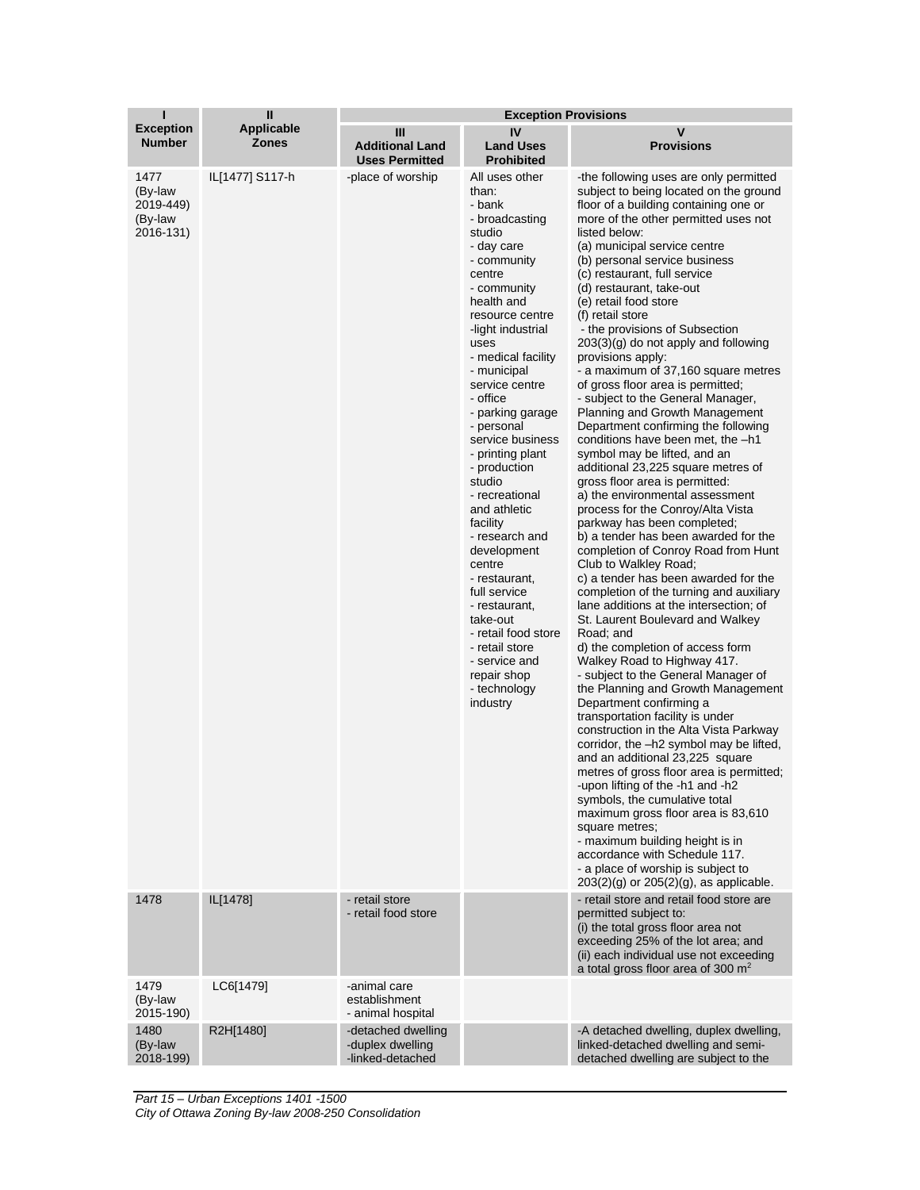| I | II | Exception Provisions | | |
|---|---|---|---|---|
| **Exception Number** | **Applicable Zones** | **III Additional Land Uses Permitted** | **IV Land Uses Prohibited** | **V Provisions** |
| 1477 (By-law 2019-449) (By-law 2016-131) | IL[1477] S117-h | -place of worship | All uses other than:<br>- bank<br>- broadcasting studio<br>- day care<br>- community centre<br>- community health and resource centre<br>-light industrial uses<br>- medical facility<br>- municipal service centre<br>- office<br>- parking garage<br>- personal service business<br>- printing plant<br>- production studio<br>- recreational and athletic facility<br>- research and development centre<br>- restaurant, full service<br>- restaurant, take-out<br>- retail food store<br>- retail store<br>- service and repair shop<br>- technology industry | -the following uses are only permitted subject to being located on the ground floor of a building containing one or more of the other permitted uses not listed below:<br>(a) municipal service centre<br>(b) personal service business<br>(c) restaurant, full service<br>(d) restaurant, take-out<br>(e) retail food store<br>(f) retail store<br>- the provisions of Subsection 203(3)(g) do not apply and following provisions apply:<br>- a maximum of 37,160 square metres of gross floor area is permitted;<br>- subject to the General Manager, Planning and Growth Management Department confirming the following conditions have been met, the –h1 symbol may be lifted, and an additional 23,225 square metres of gross floor area is permitted:<br>a) the environmental assessment process for the Conroy/Alta Vista parkway has been completed;<br>b) a tender has been awarded for the completion of Conroy Road from Hunt Club to Walkley Road;<br>c) a tender has been awarded for the completion of the turning and auxiliary lane additions at the intersection; of St. Laurent Boulevard and Walkey Road; and<br>d) the completion of access form Walkey Road to Highway 417.<br>- subject to the General Manager of the Planning and Growth Management Department confirming a transportation facility is under construction in the Alta Vista Parkway corridor, the –h2 symbol may be lifted, and an additional 23,225 square metres of gross floor area is permitted;<br>-upon lifting of the -h1 and -h2 symbols, the cumulative total maximum gross floor area is 83,610 square metres;<br>- maximum building height is in accordance with Schedule 117.<br>- a place of worship is subject to 203(2)(g) or 205(2)(g), as applicable. |
| 1478 | IL[1478] | - retail store<br>- retail food store | | - retail store and retail food store are permitted subject to:<br>(i) the total gross floor area not exceeding 25% of the lot area; and<br>(ii) each individual use not exceeding a total gross floor area of 300 m$^2$ |
| 1479 (By-law 2015-190) | LC6[1479] | -animal care establishment<br>- animal hospital | | |
| 1480 (By-law 2018-199) | R2H[1480] | -detached dwelling<br>-duplex dwelling<br>-linked-detached | | -A detached dwelling, duplex dwelling, linked-detached dwelling and semi-detached dwelling are subject to the |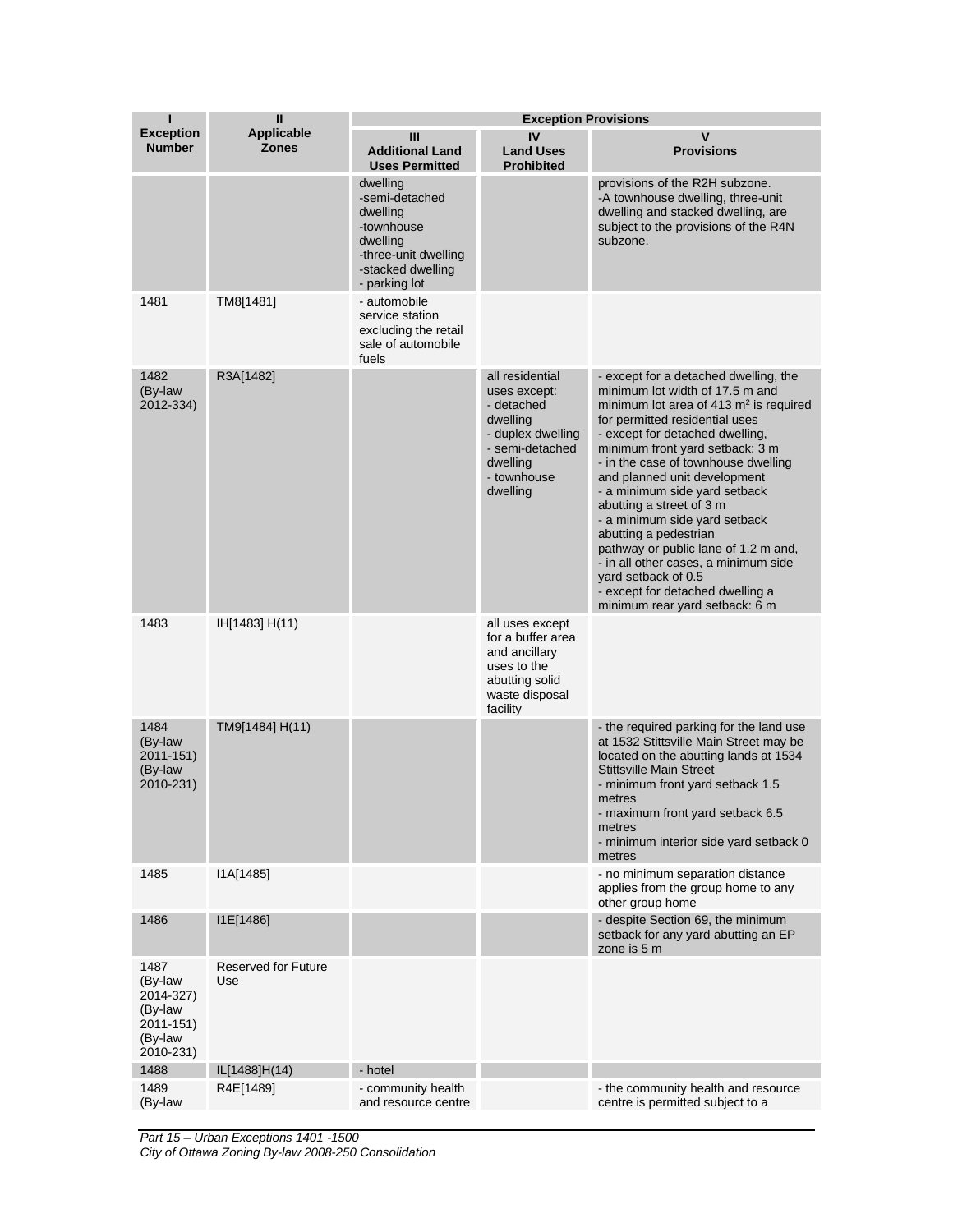| I<br>Exception Number | II<br>Applicable Zones | Exception Provisions | | |
|---|---|---|---|---|
| | | III<br>Additional Land Uses Permitted | IV<br>Land Uses Prohibited | V<br>Provisions |
| | | dwelling<br>-semi-detached dwelling<br>-townhouse dwelling<br>-three-unit dwelling<br>-stacked dwelling<br>- parking lot | | provisions of the R2H subzone.<br>-A townhouse dwelling, three-unit dwelling and stacked dwelling, are subject to the provisions of the R4N subzone. |
| 1481 | TM8[1481] | - automobile service station excluding the retail sale of automobile fuels | | |
| 1482<br>(By-law 2012-334) | R3A[1482] | | all residential uses except:<br>- detached dwelling<br>- duplex dwelling<br>- semi-detached dwelling<br>- townhouse dwelling | - except for a detached dwelling, the minimum lot width of 17.5 m and minimum lot area of 413 $m^2$ is required for permitted residential uses<br>- except for detached dwelling, minimum front yard setback: 3 m<br>- in the case of townhouse dwelling and planned unit development<br>- a minimum side yard setback abutting a street of 3 m<br>- a minimum side yard setback abutting a pedestrian pathway or public lane of 1.2 m and,<br>- in all other cases, a minimum side yard setback of 0.5<br>- except for detached dwelling a minimum rear yard setback: 6 m |
| 1483 | IH[1483] H(11) | | all uses except for a buffer area and ancillary uses to the abutting solid waste disposal facility | |
| 1484<br>(By-law 2011-151)<br>(By-law 2010-231) | TM9[1484] H(11) | | | - the required parking for the land use at 1532 Stittsville Main Street may be located on the abutting lands at 1534 Stittsville Main Street<br>- minimum front yard setback 1.5 metres<br>- maximum front yard setback 6.5 metres<br>- minimum interior side yard setback 0 metres |
| 1485 | I1A[1485] | | | - no minimum separation distance applies from the group home to any other group home |
| 1486 | I1E[1486] | | | - despite Section 69, the minimum setback for any yard abutting an EP zone is 5 m |
| 1487<br>(By-law 2014-327)<br>(By-law 2011-151)<br>(By-law 2010-231) | Reserved for Future Use | | | |
| 1488 | IL[1488]H(14) | - hotel | | |
| 1489<br>(By-law | R4E[1489] | - community health and resource centre | | - the community health and resource centre is permitted subject to a |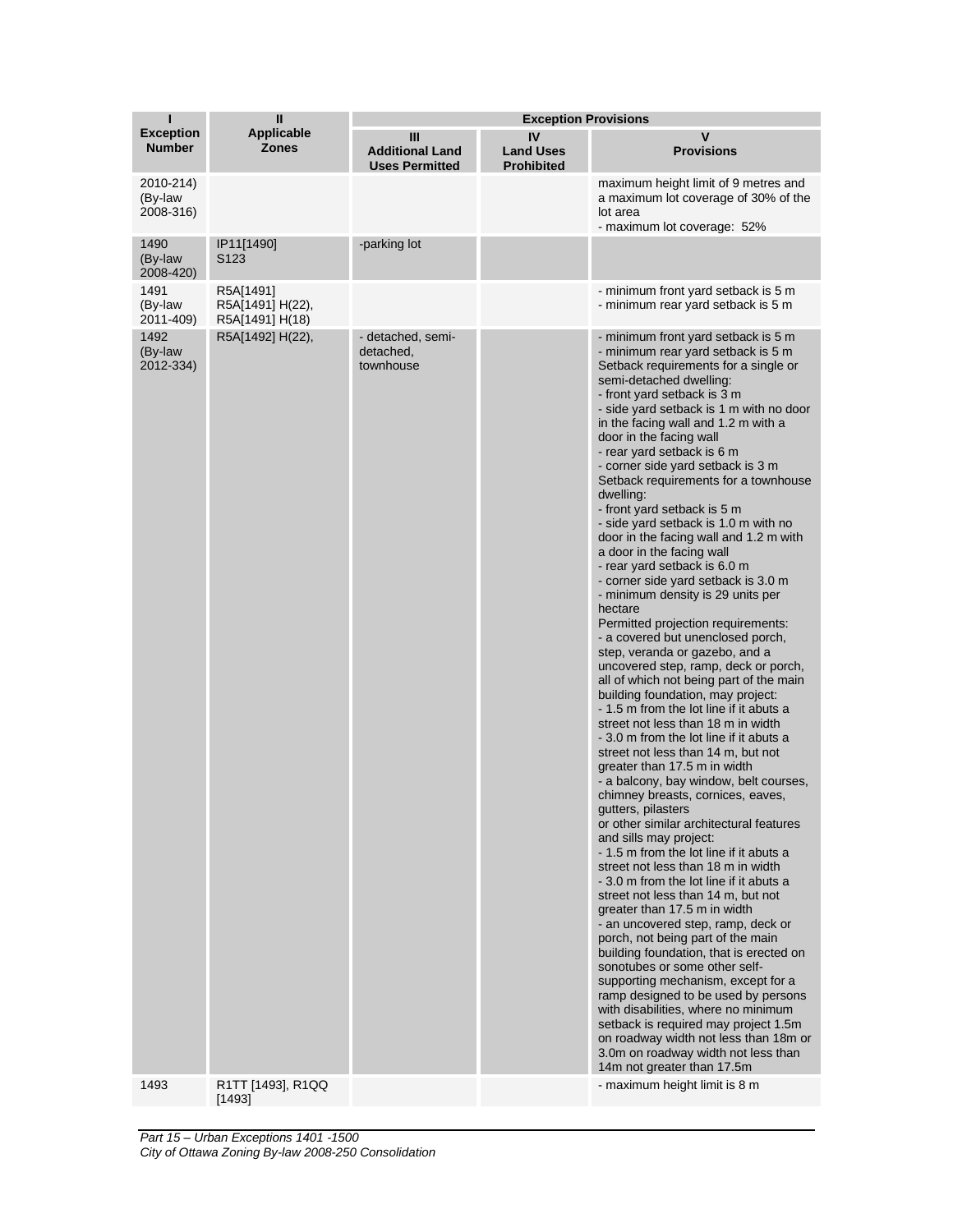| I<br>Exception Number | II<br>Applicable Zones | Exception Provisions | | |
|---|---|---|---|---|
| | | III<br>Additional Land Uses Permitted | IV<br>Land Uses Prohibited | V<br>Provisions |
| 2010-214)<br>(By-law 2008-316) | | | | maximum height limit of 9 metres and a maximum lot coverage of 30% of the lot area<br>- maximum lot coverage: 52% |
| 1490<br>(By-law 2008-420) | IP11[1490]<br>S123 | -parking lot | | |
| 1491<br>(By-law 2011-409) | R5A[1491]<br>R5A[1491] H(22),<br>R5A[1491] H(18) | | | - minimum front yard setback is 5 m<br>- minimum rear yard setback is 5 m |
| 1492<br>(By-law 2012-334) | R5A[1492] H(22), | - detached, semi-detached, townhouse | | - minimum front yard setback is 5 m<br>- minimum rear yard setback is 5 m<br>Setback requirements for a single or semi-detached dwelling:<br>- front yard setback is 3 m<br>- side yard setback is 1 m with no door in the facing wall and 1.2 m with a door in the facing wall<br>- rear yard setback is 6 m<br>- corner side yard setback is 3 m<br>Setback requirements for a townhouse dwelling:<br>- front yard setback is 5 m<br>- side yard setback is 1.0 m with no door in the facing wall and 1.2 m with a door in the facing wall<br>- rear yard setback is 6.0 m<br>- corner side yard setback is 3.0 m<br>- minimum density is 29 units per hectare<br>Permitted projection requirements:<br>- a covered but unenclosed porch, step, veranda or gazebo, and a uncovered step, ramp, deck or porch, all of which not being part of the main building foundation, may project:<br>- 1.5 m from the lot line if it abuts a street not less than 18 m in width<br>- 3.0 m from the lot line if it abuts a street not less than 14 m, but not greater than 17.5 m in width<br>- a balcony, bay window, belt courses, chimney breasts, cornices, eaves, gutters, pilasters<br>or other similar architectural features and sills may project:<br>- 1.5 m from the lot line if it abuts a street not less than 18 m in width<br>- 3.0 m from the lot line if it abuts a street not less than 14 m, but not greater than 17.5 m in width<br>- an uncovered step, ramp, deck or porch, not being part of the main building foundation, that is erected on sonotubes or some other self-supporting mechanism, except for a ramp designed to be used by persons with disabilities, where no minimum setback is required may project 1.5m on roadway width not less than 18m or 3.0m on roadway width not less than 14m not greater than 17.5m |
| 1493 | R1TT [1493], R1QQ [1493] | | | - maximum height limit is 8 m |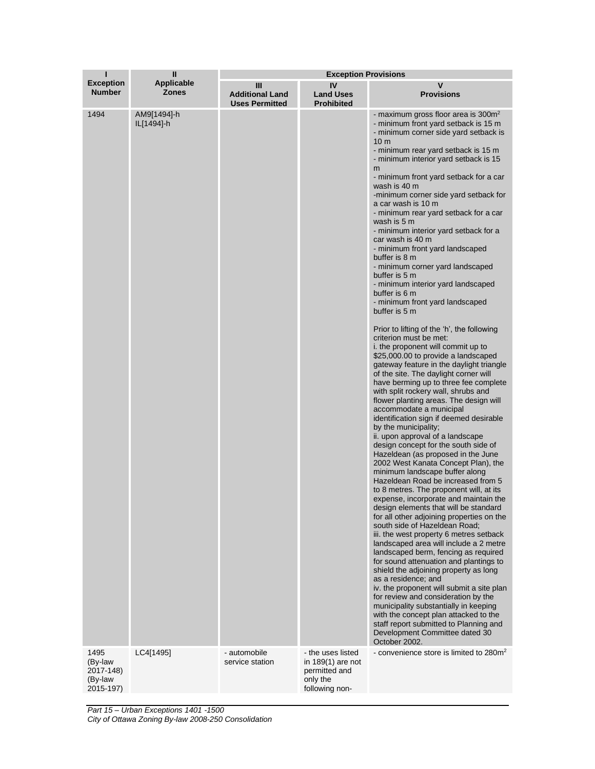| I<br>Exception Number | II<br>Applicable Zones | Exception Provisions | | |
|---|---|---|---|---|
| | | III<br>Additional Land Uses Permitted | IV<br>Land Uses Prohibited | V<br>Provisions |
| 1494 | AM9[1494]-h<br>IL[1494]-h | | | - maximum gross floor area is 300m²<br>- minimum front yard setback is 15 m<br>- minimum corner side yard setback is 10 m<br>- minimum rear yard setback is 15 m<br>- minimum interior yard setback is 15 m<br>- minimum front yard setback for a car wash is 40 m<br>-minimum corner side yard setback for a car wash is 10 m<br>- minimum rear yard setback for a car wash is 5 m<br>- minimum interior yard setback for a car wash is 40 m<br>- minimum front yard landscaped buffer is 8 m<br>- minimum corner yard landscaped buffer is 5 m<br>- minimum interior yard landscaped buffer is 6 m<br>- minimum front yard landscaped buffer is 5 m<br><br>Prior to lifting of the 'h', the following criterion must be met:<br>i. the proponent will commit up to $25,000.00 to provide a landscaped gateway feature in the daylight triangle of the site. The daylight corner will have berming up to three fee complete with split rockery wall, shrubs and flower planting areas. The design will accommodate a municipal identification sign if deemed desirable by the municipality;<br>ii. upon approval of a landscape design concept for the south side of Hazeldean (as proposed in the June 2002 West Kanata Concept Plan), the minimum landscape buffer along Hazeldean Road be increased from 5 to 8 metres. The proponent will, at its expense, incorporate and maintain the design elements that will be standard for all other adjoining properties on the south side of Hazeldean Road;<br>iii. the west property 6 metres setback landscaped area will include a 2 metre landscaped berm, fencing as required for sound attenuation and plantings to shield the adjoining property as long as a residence; and<br>iv. the proponent will submit a site plan for review and consideration by the municipality substantially in keeping with the concept plan attacked to the staff report submitted to Planning and Development Committee dated 30 October 2002. |
| 1495<br>(By-law 2017-148)<br>(By-law 2015-197) | LC4[1495] | - automobile service station | - the uses listed in 189(1) are not permitted and only the following non- | - convenience store is limited to 280m² |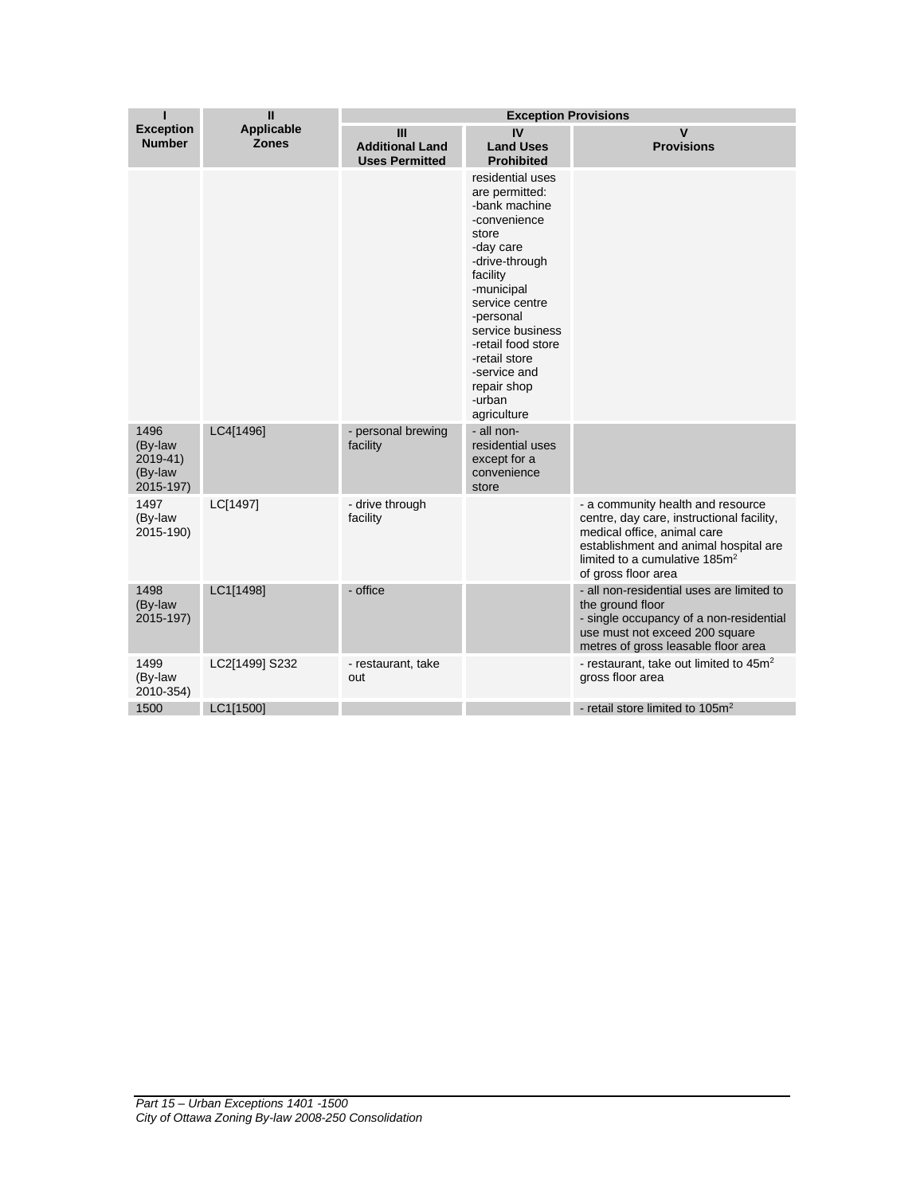| I<br>Exception Number | II<br>Applicable Zones | Exception Provisions | | |
|---|---|---|---|---|
| | | III<br>Additional Land Uses Permitted | IV<br>Land Uses Prohibited | V<br>Provisions |
| | | | residential uses are permitted:<br>-bank machine<br>-convenience store<br>-day care<br>-drive-through facility<br>-municipal service centre<br>-personal service business<br>-retail food store<br>-retail store<br>-service and repair shop<br>-urban agriculture | |
| 1496 (By-law 2019-41) (By-law 2015-197) | LC4[1496] | - personal brewing facility | - all non-residential uses except for a convenience store | |
| 1497 (By-law 2015-190) | LC[1497] | - drive through facility | | - a community health and resource centre, day care, instructional facility, medical office, animal care establishment and animal hospital are limited to a cumulative 185m$^2$ of gross floor area |
| 1498 (By-law 2015-197) | LC1[1498] | - office | | - all non-residential uses are limited to the ground floor<br>- single occupancy of a non-residential use must not exceed 200 square metres of gross leasable floor area |
| 1499 (By-law 2010-354) | LC2[1499] S232 | - restaurant, take out | | - restaurant, take out limited to 45m$^2$ gross floor area |
| 1500 | LC1[1500] | | | - retail store limited to 105m$^2$ |